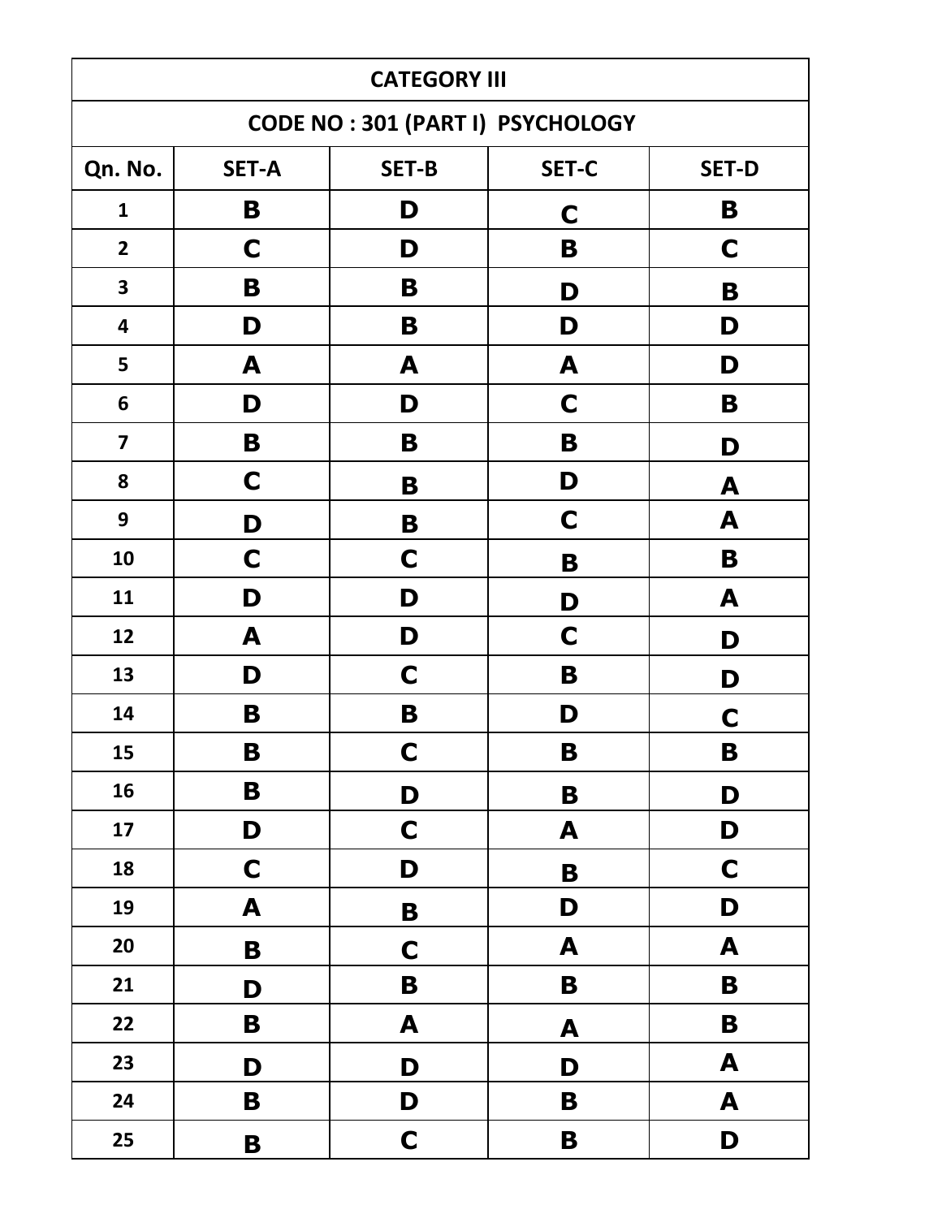| CATEGORY III | | | | |
|---|---|---|---|---|
| CODE NO : 301 (PART I) PSYCHOLOGY | | | | |
| Qn. No. | SET-A | SET-B | SET-C | SET-D |
| 1 | B | D | C | B |
| 2 | C | D | B | C |
| 3 | B | B | D | B |
| 4 | D | B | D | D |
| 5 | A | A | A | D |
| 6 | D | D | C | B |
| 7 | B | B | B | D |
| 8 | C | B | D | A |
| 9 | D | B | C | A |
| 10 | C | C | B | B |
| 11 | D | D | D | A |
| 12 | A | D | C | D |
| 13 | D | C | B | D |
| 14 | B | B | D | C |
| 15 | B | C | B | B |
| 16 | B | D | B | D |
| 17 | D | C | A | D |
| 18 | C | D | B | C |
| 19 | A | B | D | D |
| 20 | B | C | A | A |
| 21 | D | B | B | B |
| 22 | B | A | A | B |
| 23 | D | D | D | A |
| 24 | B | D | B | A |
| 25 | B | C | B | D |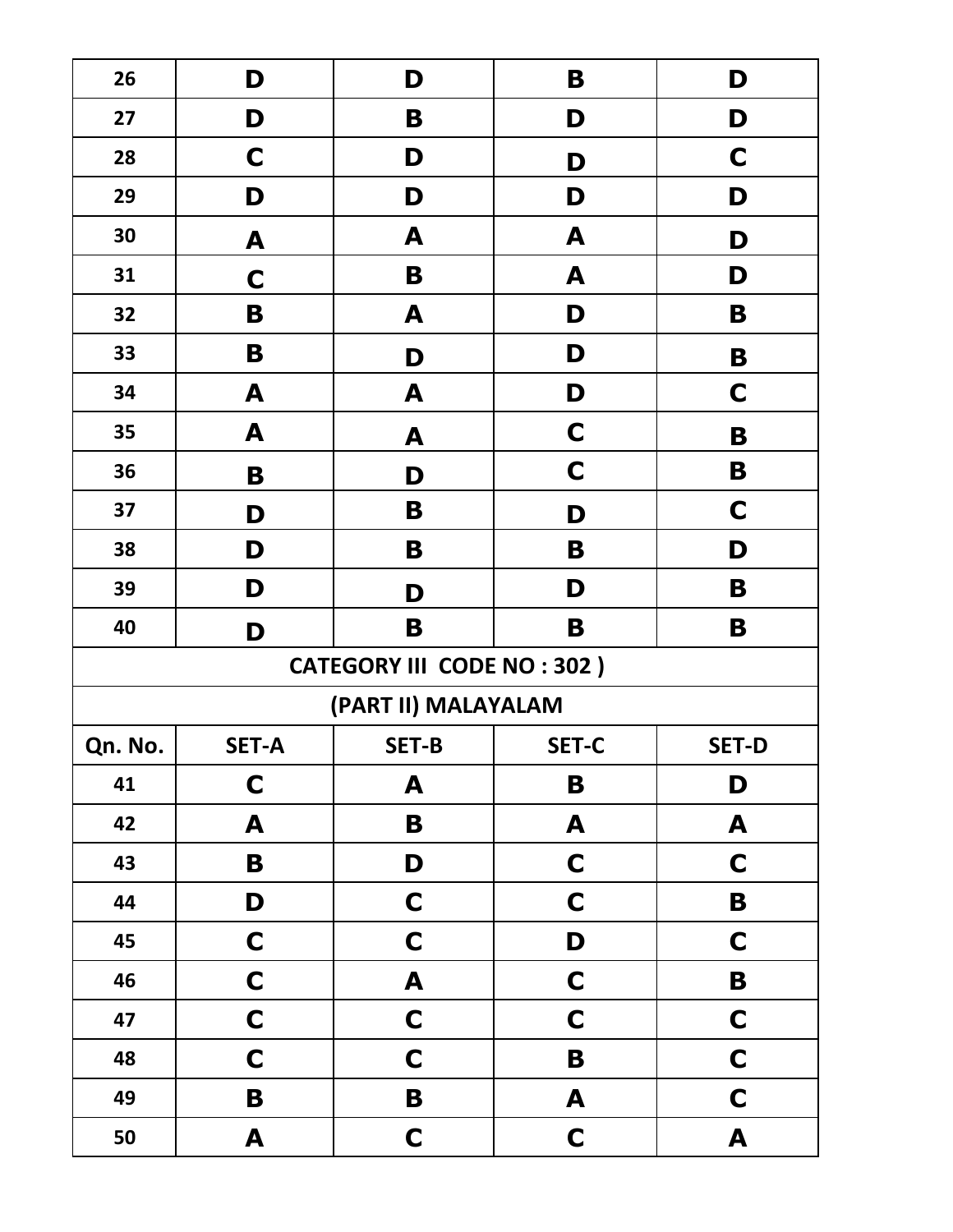| | | | | |
|---|---|---|---|---|
| 26 | D | D | B | D |
| 27 | D | B | D | D |
| 28 | C | D | D | C |
| 29 | D | D | D | D |
| 30 | A | A | A | D |
| 31 | C | B | A | D |
| 32 | B | A | D | B |
| 33 | B | D | D | B |
| 34 | A | A | D | C |
| 35 | A | A | C | B |
| 36 | B | D | C | B |
| 37 | D | B | D | C |
| 38 | D | B | B | D |
| 39 | D | D | D | B |
| 40 | D | B | B | B |

**CATEGORY III CODE NO : 302 )**

**(PART II) MALAYALAM**

| Qn. No. | SET-A | SET-B | SET-C | SET-D |
|---|---|---|---|---|
| 41 | C | A | B | D |
| 42 | A | B | A | A |
| 43 | B | D | C | C |
| 44 | D | C | C | B |
| 45 | C | C | D | C |
| 46 | C | A | C | B |
| 47 | C | C | C | C |
| 48 | C | C | B | C |
| 49 | B | B | A | C |
| 50 | A | C | C | A |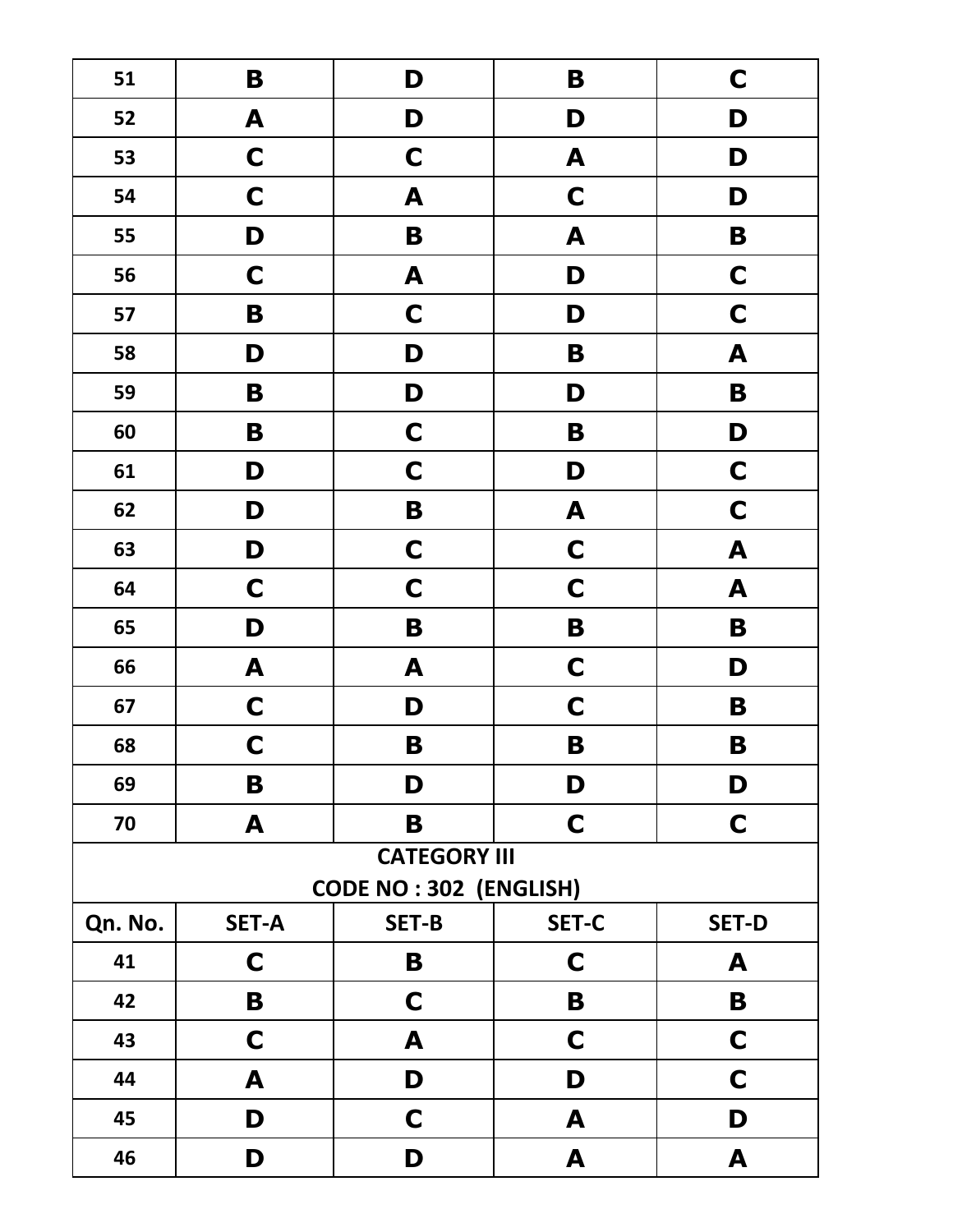| | | | | |
|---|---|---|---|---|
| 51 | B | D | B | C |
| 52 | A | D | D | D |
| 53 | C | C | A | D |
| 54 | C | A | C | D |
| 55 | D | B | A | B |
| 56 | C | A | D | C |
| 57 | B | C | D | C |
| 58 | D | D | B | A |
| 59 | B | D | D | B |
| 60 | B | C | B | D |
| 61 | D | C | D | C |
| 62 | D | B | A | C |
| 63 | D | C | C | A |
| 64 | C | C | C | A |
| 65 | D | B | B | B |
| 66 | A | A | C | D |
| 67 | C | D | C | B |
| 68 | C | B | B | B |
| 69 | B | D | D | D |
| 70 | A | B | C | C |

**CATEGORY III**

**CODE NO : 302 (ENGLISH)**

| Qn. No. | SET-A | SET-B | SET-C | SET-D |
|---|---|---|---|---|
| 41 | C | B | C | A |
| 42 | B | C | B | B |
| 43 | C | A | C | C |
| 44 | A | D | D | C |
| 45 | D | C | A | D |
| 46 | D | D | A | A |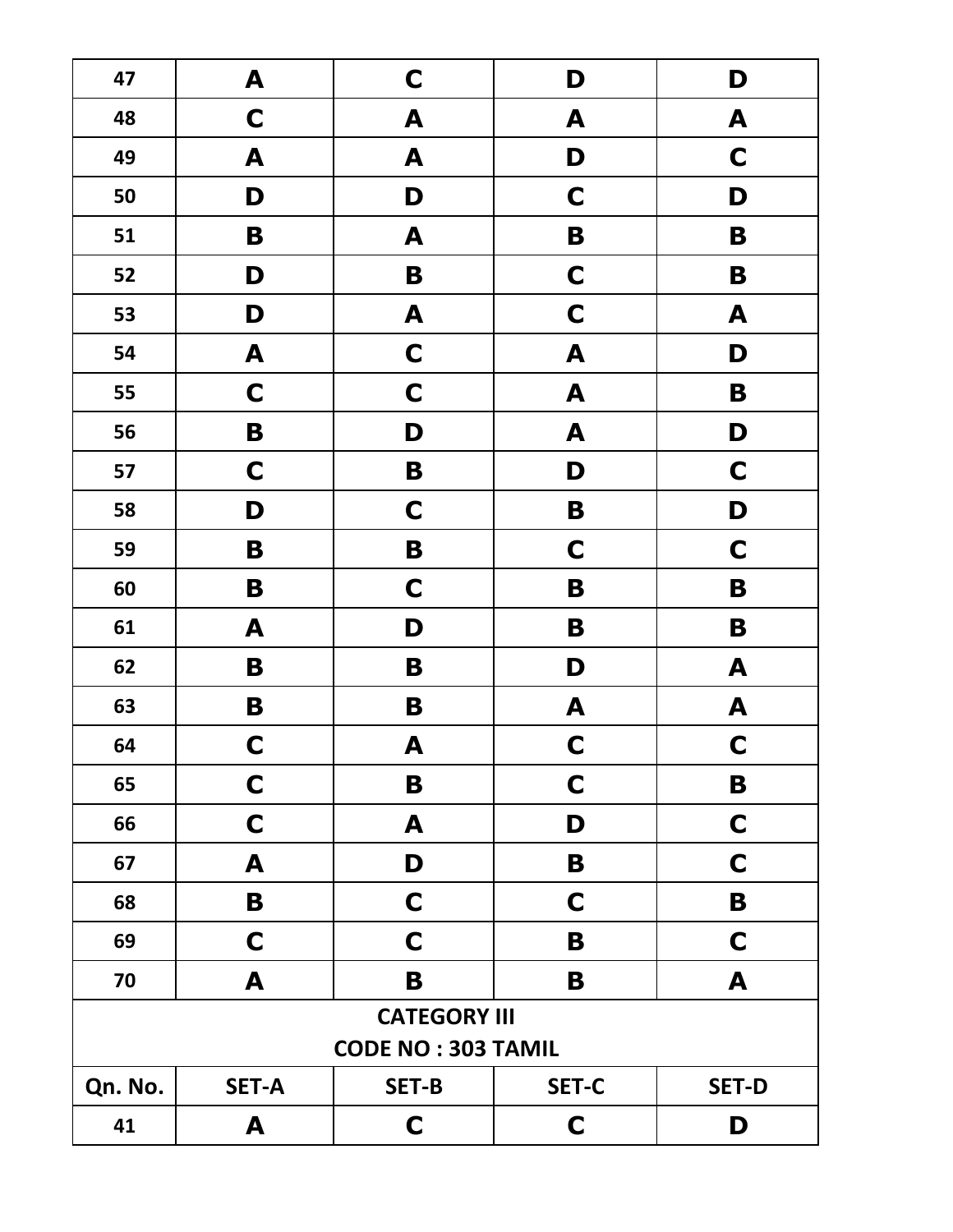| | | | | |
|---|---|---|---|---|
| 47 | A | C | D | D |
| 48 | C | A | A | A |
| 49 | A | A | D | C |
| 50 | D | D | C | D |
| 51 | B | A | B | B |
| 52 | D | B | C | B |
| 53 | D | A | C | A |
| 54 | A | C | A | D |
| 55 | C | C | A | B |
| 56 | B | D | A | D |
| 57 | C | B | D | C |
| 58 | D | C | B | D |
| 59 | B | B | C | C |
| 60 | B | C | B | B |
| 61 | A | D | B | B |
| 62 | B | B | D | A |
| 63 | B | B | A | A |
| 64 | C | A | C | C |
| 65 | C | B | C | B |
| 66 | C | A | D | C |
| 67 | A | D | B | C |
| 68 | B | C | C | B |
| 69 | C | C | B | C |
| 70 | A | B | B | A |

**CATEGORY III**

**CODE NO : 303 TAMIL**

| Qn. No. | SET-A | SET-B | SET-C | SET-D |
|---|---|---|---|---|
| 41 | A | C | C | D |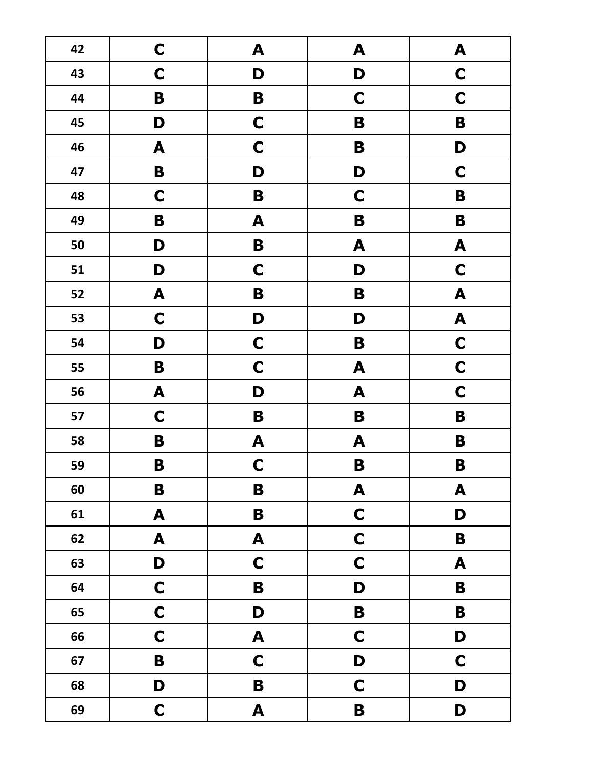| | | | | |
|---|---|---|---|---|
| 42 | C | A | A | A |
| 43 | C | D | D | C |
| 44 | B | B | C | C |
| 45 | D | C | B | B |
| 46 | A | C | B | D |
| 47 | B | D | D | C |
| 48 | C | B | C | B |
| 49 | B | A | B | B |
| 50 | D | B | A | A |
| 51 | D | C | D | C |
| 52 | A | B | B | A |
| 53 | C | D | D | A |
| 54 | D | C | B | C |
| 55 | B | C | A | C |
| 56 | A | D | A | C |
| 57 | C | B | B | B |
| 58 | B | A | A | B |
| 59 | B | C | B | B |
| 60 | B | B | A | A |
| 61 | A | B | C | D |
| 62 | A | A | C | B |
| 63 | D | C | C | A |
| 64 | C | B | D | B |
| 65 | C | D | B | B |
| 66 | C | A | C | D |
| 67 | B | C | D | C |
| 68 | D | B | C | D |
| 69 | C | A | B | D |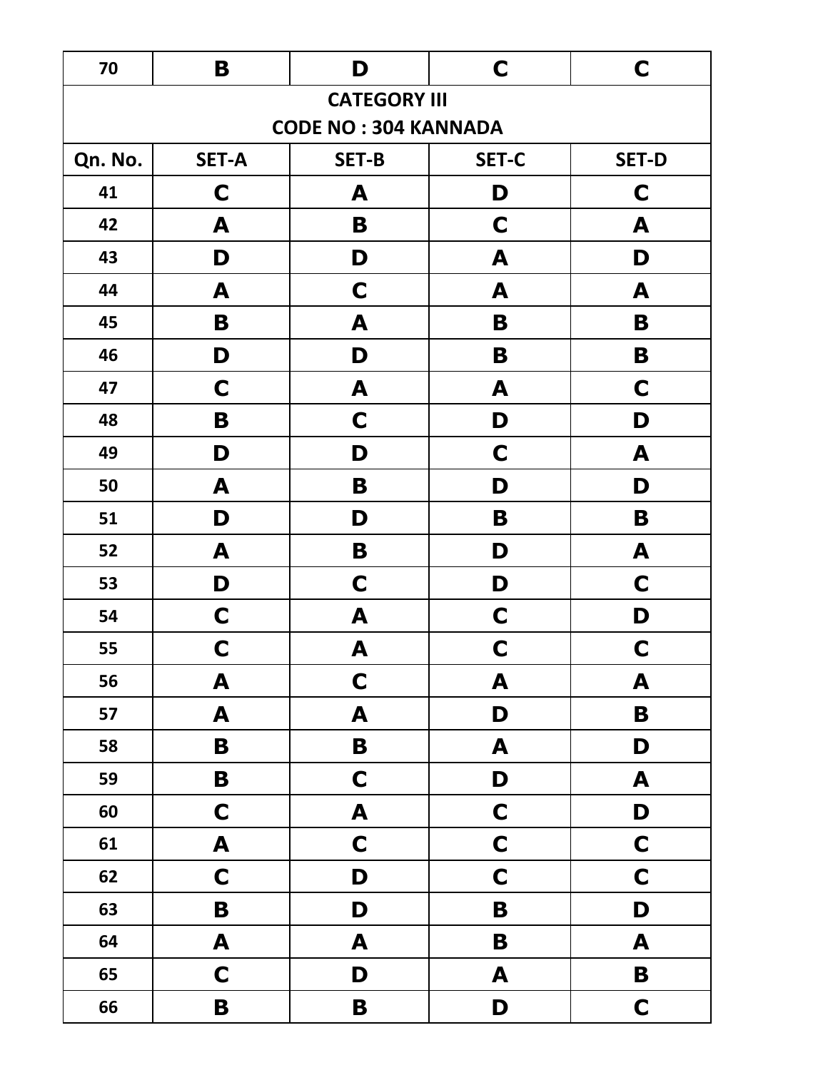| | | | | |
|---|---|---|---|---|
| 70 | B | D | C | C |

**CATEGORY III**

**CODE NO : 304 KANNADA**

| Qn. No. | SET-A | SET-B | SET-C | SET-D |
|---|---|---|---|---|
| 41 | C | A | D | C |
| 42 | A | B | C | A |
| 43 | D | D | A | D |
| 44 | A | C | A | A |
| 45 | B | A | B | B |
| 46 | D | D | B | B |
| 47 | C | A | A | C |
| 48 | B | C | D | D |
| 49 | D | D | C | A |
| 50 | A | B | D | D |
| 51 | D | D | B | B |
| 52 | A | B | D | A |
| 53 | D | C | D | C |
| 54 | C | A | C | D |
| 55 | C | A | C | C |
| 56 | A | C | A | A |
| 57 | A | A | D | B |
| 58 | B | B | A | D |
| 59 | B | C | D | A |
| 60 | C | A | C | D |
| 61 | A | C | C | C |
| 62 | C | D | C | C |
| 63 | B | D | B | D |
| 64 | A | A | B | A |
| 65 | C | D | A | B |
| 66 | B | B | D | C |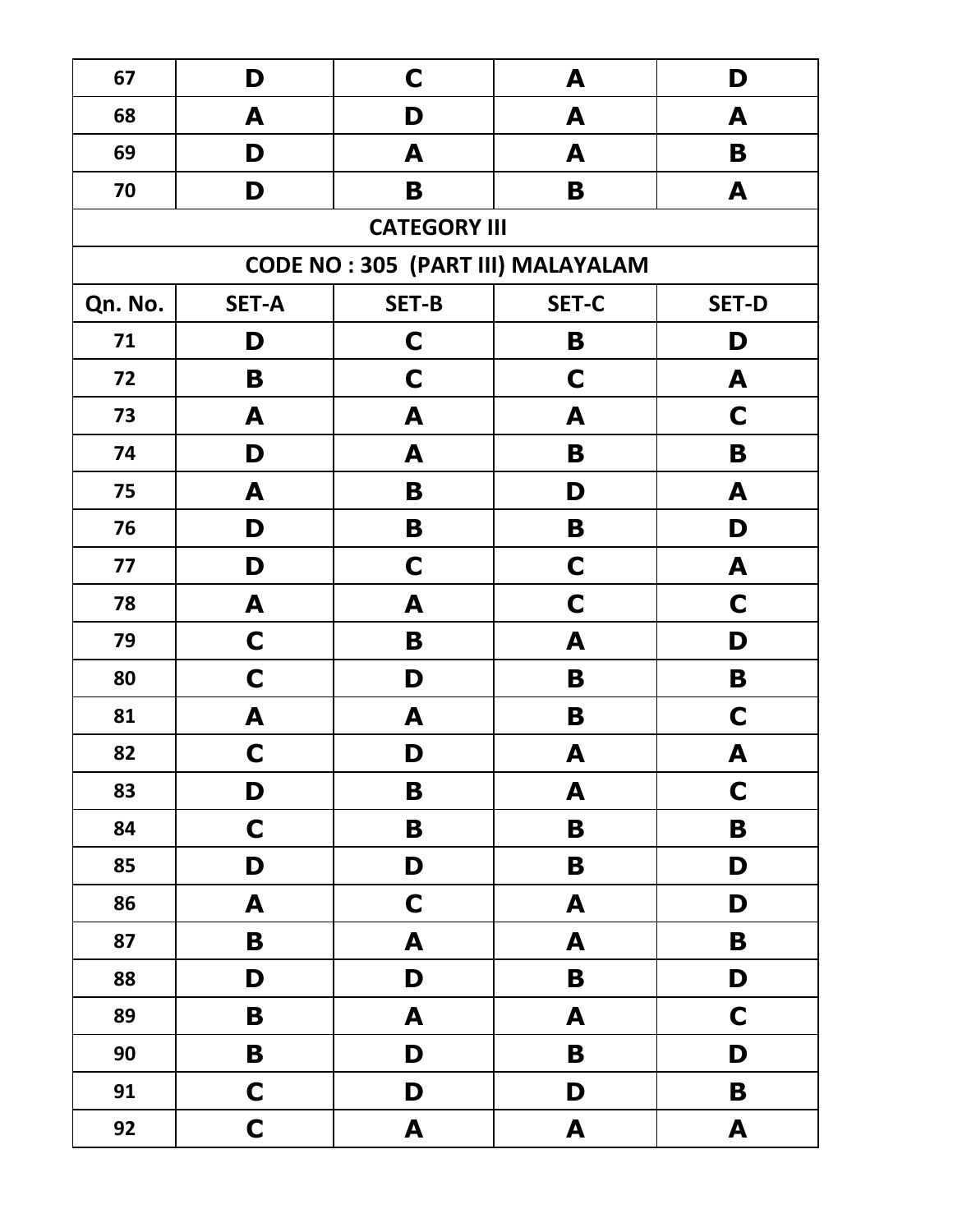| | | | | |
|---|---|---|---|---|
| 67 | D | C | A | D |
| 68 | A | D | A | A |
| 69 | D | A | A | B |
| 70 | D | B | B | A |

**CATEGORY III**

**CODE NO : 305 (PART III) MALAYALAM**

| Qn. No. | SET-A | SET-B | SET-C | SET-D |
|---|---|---|---|---|
| 71 | D | C | B | D |
| 72 | B | C | C | A |
| 73 | A | A | A | C |
| 74 | D | A | B | B |
| 75 | A | B | D | A |
| 76 | D | B | B | D |
| 77 | D | C | C | A |
| 78 | A | A | C | C |
| 79 | C | B | A | D |
| 80 | C | D | B | B |
| 81 | A | A | B | C |
| 82 | C | D | A | A |
| 83 | D | B | A | C |
| 84 | C | B | B | B |
| 85 | D | D | B | D |
| 86 | A | C | A | D |
| 87 | B | A | A | B |
| 88 | D | D | B | D |
| 89 | B | A | A | C |
| 90 | B | D | B | D |
| 91 | C | D | D | B |
| 92 | C | A | A | A |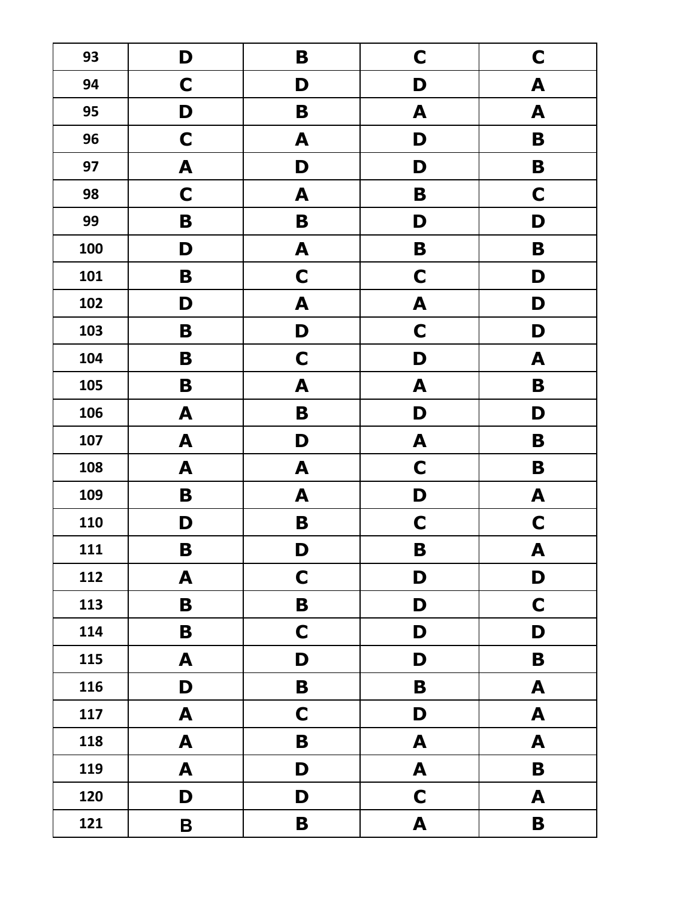| | | | | |
|---|---|---|---|---|
| 93 | D | B | C | C |
| 94 | C | D | D | A |
| 95 | D | B | A | A |
| 96 | C | A | D | B |
| 97 | A | D | D | B |
| 98 | C | A | B | C |
| 99 | B | B | D | D |
| 100 | D | A | B | B |
| 101 | B | C | C | D |
| 102 | D | A | A | D |
| 103 | B | D | C | D |
| 104 | B | C | D | A |
| 105 | B | A | A | B |
| 106 | A | B | D | D |
| 107 | A | D | A | B |
| 108 | A | A | C | B |
| 109 | B | A | D | A |
| 110 | D | B | C | C |
| 111 | B | D | B | A |
| 112 | A | C | D | D |
| 113 | B | B | D | C |
| 114 | B | C | D | D |
| 115 | A | D | D | B |
| 116 | D | B | B | A |
| 117 | A | C | D | A |
| 118 | A | B | A | A |
| 119 | A | D | A | B |
| 120 | D | D | C | A |
| 121 | B | B | A | B |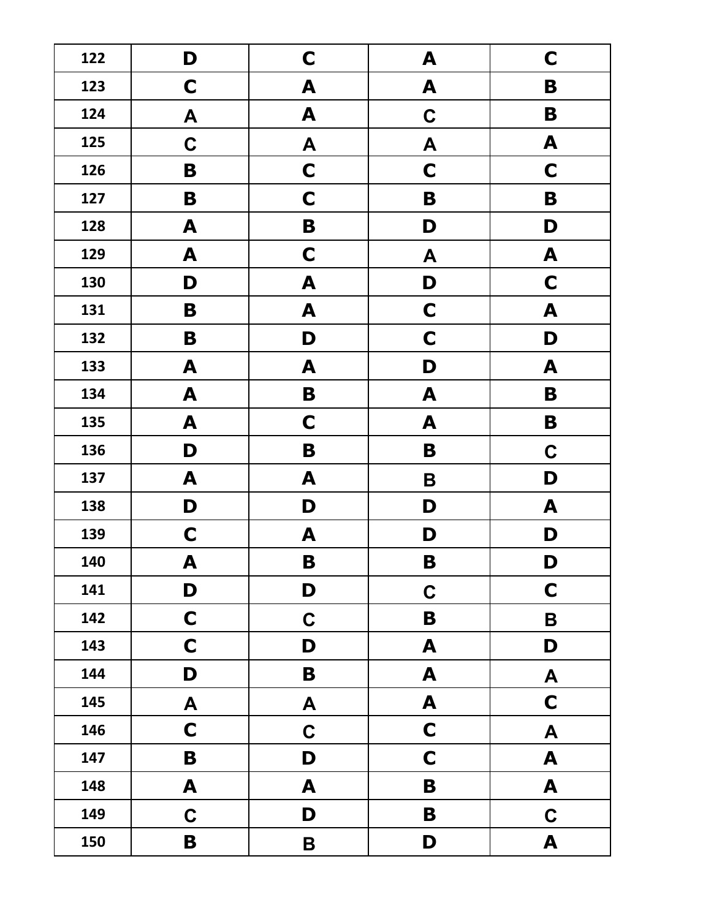| | | | | |
|---|---|---|---|---|
| 122 | D | C | A | C |
| 123 | C | A | A | B |
| 124 | A | A | C | B |
| 125 | C | A | A | A |
| 126 | B | C | C | C |
| 127 | B | C | B | B |
| 128 | A | B | D | D |
| 129 | A | C | A | A |
| 130 | D | A | D | C |
| 131 | B | A | C | A |
| 132 | B | D | C | D |
| 133 | A | A | D | A |
| 134 | A | B | A | B |
| 135 | A | C | A | B |
| 136 | D | B | B | C |
| 137 | A | A | B | D |
| 138 | D | D | D | A |
| 139 | C | A | D | D |
| 140 | A | B | B | D |
| 141 | D | D | C | C |
| 142 | C | C | B | B |
| 143 | C | D | A | D |
| 144 | D | B | A | A |
| 145 | A | A | A | C |
| 146 | C | C | C | A |
| 147 | B | D | C | A |
| 148 | A | A | B | A |
| 149 | C | D | B | C |
| 150 | B | B | D | A |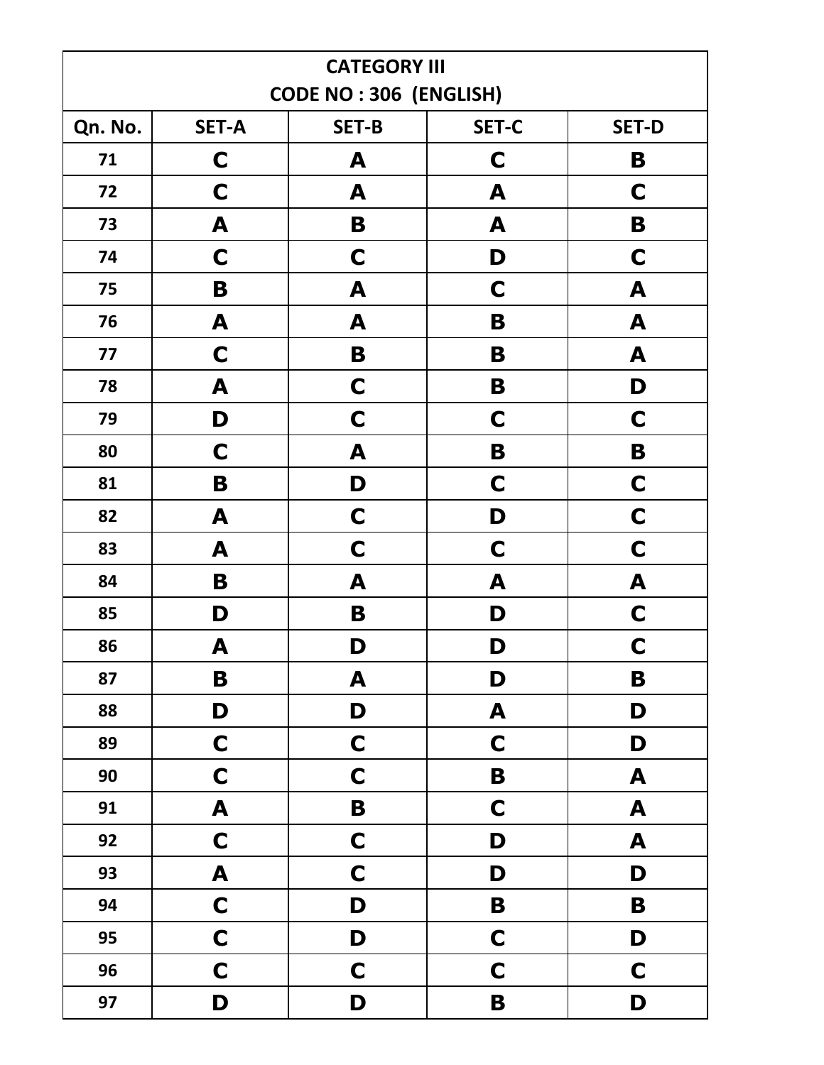| CATEGORY III<br>CODE NO : 306 (ENGLISH) | | | | |
|---|---|---|---|---|
| Qn. No. | SET-A | SET-B | SET-C | SET-D |
| 71 | C | A | C | B |
| 72 | C | A | A | C |
| 73 | A | B | A | B |
| 74 | C | C | D | C |
| 75 | B | A | C | A |
| 76 | A | A | B | A |
| 77 | C | B | B | A |
| 78 | A | C | B | D |
| 79 | D | C | C | C |
| 80 | C | A | B | B |
| 81 | B | D | C | C |
| 82 | A | C | D | C |
| 83 | A | C | C | C |
| 84 | B | A | A | A |
| 85 | D | B | D | C |
| 86 | A | D | D | C |
| 87 | B | A | D | B |
| 88 | D | D | A | D |
| 89 | C | C | C | D |
| 90 | C | C | B | A |
| 91 | A | B | C | A |
| 92 | C | C | D | A |
| 93 | A | C | D | D |
| 94 | C | D | B | B |
| 95 | C | D | C | D |
| 96 | C | C | C | C |
| 97 | D | D | B | D |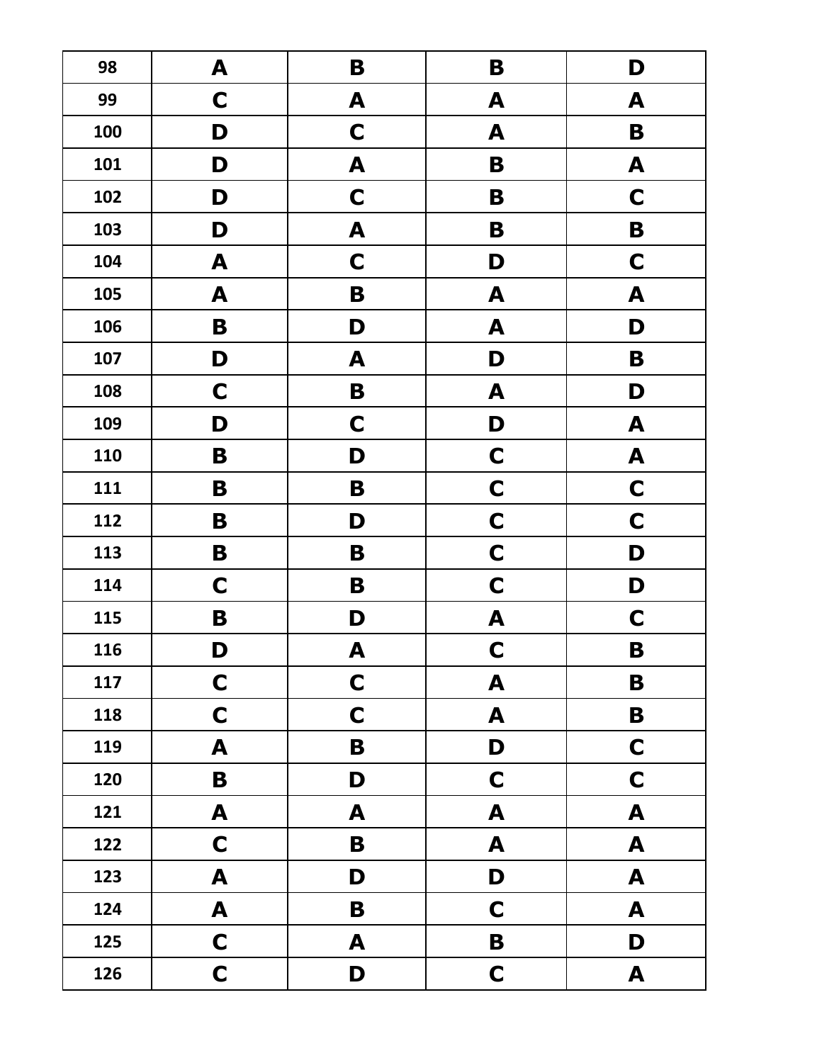| | | | | |
|---|---|---|---|---|
| 98 | A | B | B | D |
| 99 | C | A | A | A |
| 100 | D | C | A | B |
| 101 | D | A | B | A |
| 102 | D | C | B | C |
| 103 | D | A | B | B |
| 104 | A | C | D | C |
| 105 | A | B | A | A |
| 106 | B | D | A | D |
| 107 | D | A | D | B |
| 108 | C | B | A | D |
| 109 | D | C | D | A |
| 110 | B | D | C | A |
| 111 | B | B | C | C |
| 112 | B | D | C | C |
| 113 | B | B | C | D |
| 114 | C | B | C | D |
| 115 | B | D | A | C |
| 116 | D | A | C | B |
| 117 | C | C | A | B |
| 118 | C | C | A | B |
| 119 | A | B | D | C |
| 120 | B | D | C | C |
| 121 | A | A | A | A |
| 122 | C | B | A | A |
| 123 | A | D | D | A |
| 124 | A | B | C | A |
| 125 | C | A | B | D |
| 126 | C | D | C | A |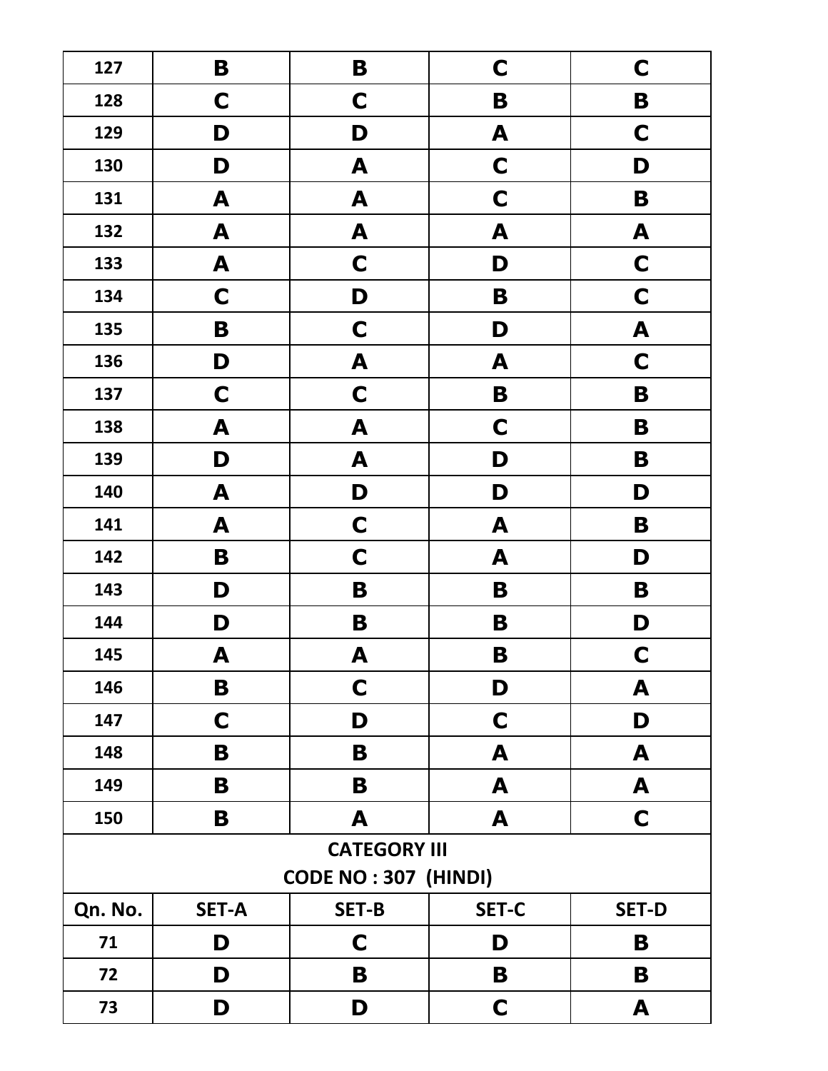| | | | | |
|---|---|---|---|---|
| 127 | B | B | C | C |
| 128 | C | C | B | B |
| 129 | D | D | A | C |
| 130 | D | A | C | D |
| 131 | A | A | C | B |
| 132 | A | A | A | A |
| 133 | A | C | D | C |
| 134 | C | D | B | C |
| 135 | B | C | D | A |
| 136 | D | A | A | C |
| 137 | C | C | B | B |
| 138 | A | A | C | B |
| 139 | D | A | D | B |
| 140 | A | D | D | D |
| 141 | A | C | A | B |
| 142 | B | C | A | D |
| 143 | D | B | B | B |
| 144 | D | B | B | D |
| 145 | A | A | B | C |
| 146 | B | C | D | A |
| 147 | C | D | C | D |
| 148 | B | B | A | A |
| 149 | B | B | A | A |
| 150 | B | A | A | C |

**CATEGORY III**
**CODE NO : 307 (HINDI)**

| Qn. No. | SET-A | SET-B | SET-C | SET-D |
|---|---|---|---|---|
| 71 | D | C | D | B |
| 72 | D | B | B | B |
| 73 | D | D | C | A |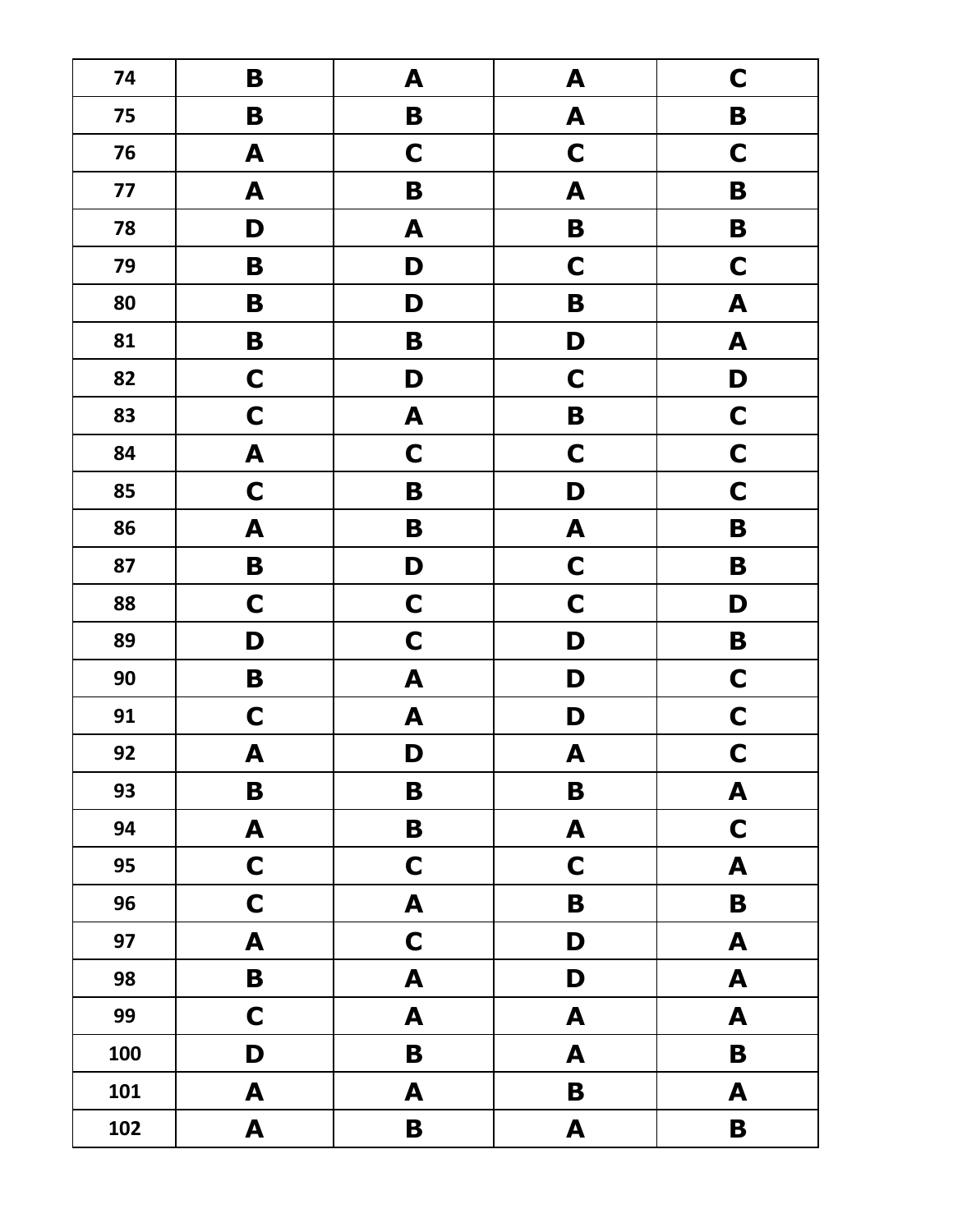| 74 | B | A | A | C |
|---|---|---|---|---|
| 75 | B | B | A | B |
| 76 | A | C | C | C |
| 77 | A | B | A | B |
| 78 | D | A | B | B |
| 79 | B | D | C | C |
| 80 | B | D | B | A |
| 81 | B | B | D | A |
| 82 | C | D | C | D |
| 83 | C | A | B | C |
| 84 | A | C | C | C |
| 85 | C | B | D | C |
| 86 | A | B | A | B |
| 87 | B | D | C | B |
| 88 | C | C | C | D |
| 89 | D | C | D | B |
| 90 | B | A | D | C |
| 91 | C | A | D | C |
| 92 | A | D | A | C |
| 93 | B | B | B | A |
| 94 | A | B | A | C |
| 95 | C | C | C | A |
| 96 | C | A | B | B |
| 97 | A | C | D | A |
| 98 | B | A | D | A |
| 99 | C | A | A | A |
| 100 | D | B | A | B |
| 101 | A | A | B | A |
| 102 | A | B | A | B |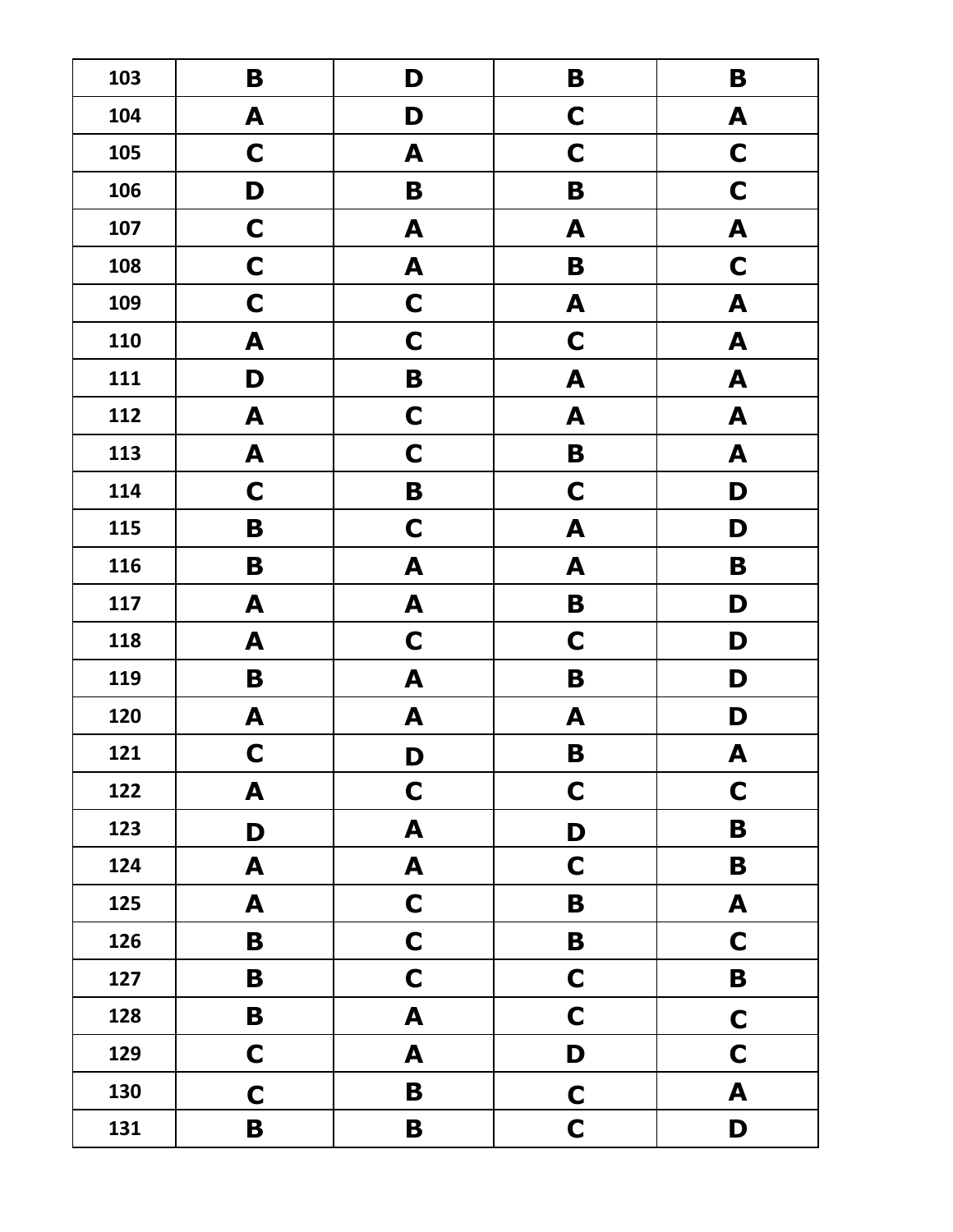| | | | | |
|---|---|---|---|---|
| 103 | B | D | B | B |
| 104 | A | D | C | A |
| 105 | C | A | C | C |
| 106 | D | B | B | C |
| 107 | C | A | A | A |
| 108 | C | A | B | C |
| 109 | C | C | A | A |
| 110 | A | C | C | A |
| 111 | D | B | A | A |
| 112 | A | C | A | A |
| 113 | A | C | B | A |
| 114 | C | B | C | D |
| 115 | B | C | A | D |
| 116 | B | A | A | B |
| 117 | A | A | B | D |
| 118 | A | C | C | D |
| 119 | B | A | B | D |
| 120 | A | A | A | D |
| 121 | C | D | B | A |
| 122 | A | C | C | C |
| 123 | D | A | D | B |
| 124 | A | A | C | B |
| 125 | A | C | B | A |
| 126 | B | C | B | C |
| 127 | B | C | C | B |
| 128 | B | A | C | C |
| 129 | C | A | D | C |
| 130 | C | B | C | A |
| 131 | B | B | C | D |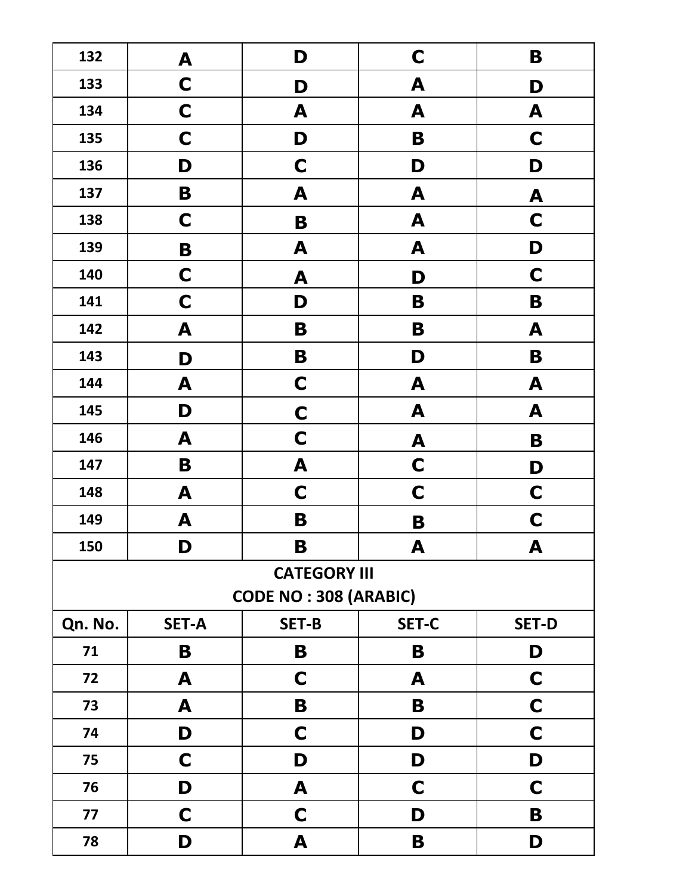| | | | | |
|---|---|---|---|---|
| 132 | A | D | C | B |
| 133 | C | D | A | D |
| 134 | C | A | A | A |
| 135 | C | D | B | C |
| 136 | D | C | D | D |
| 137 | B | A | A | A |
| 138 | C | B | A | C |
| 139 | B | A | A | D |
| 140 | C | A | D | C |
| 141 | C | D | B | B |
| 142 | A | B | B | A |
| 143 | D | B | D | B |
| 144 | A | C | A | A |
| 145 | D | C | A | A |
| 146 | A | C | A | B |
| 147 | B | A | C | D |
| 148 | A | C | C | C |
| 149 | A | B | B | C |
| 150 | D | B | A | A |

**CATEGORY III**

**CODE NO : 308 (ARABIC)**

| Qn. No. | SET-A | SET-B | SET-C | SET-D |
|---|---|---|---|---|
| 71 | B | B | B | D |
| 72 | A | C | A | C |
| 73 | A | B | B | C |
| 74 | D | C | D | C |
| 75 | C | D | D | D |
| 76 | D | A | C | C |
| 77 | C | C | D | B |
| 78 | D | A | B | D |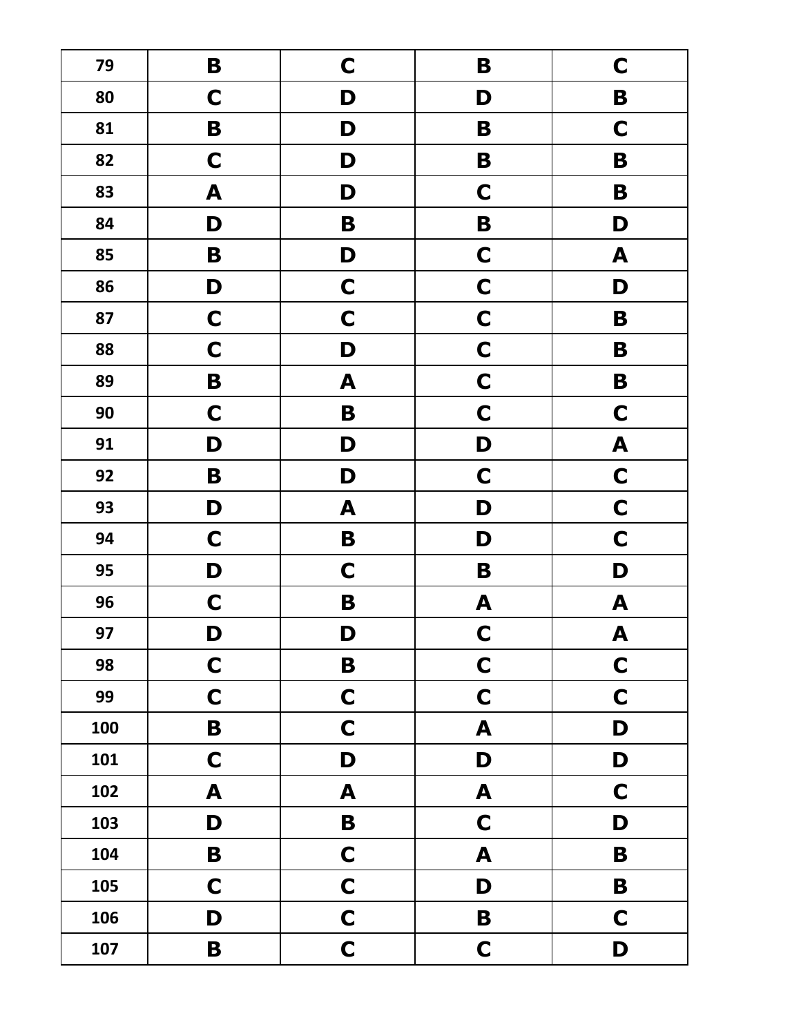| | | | | |
|---|---|---|---|---|
| 79 | B | C | B | C |
| 80 | C | D | D | B |
| 81 | B | D | B | C |
| 82 | C | D | B | B |
| 83 | A | D | C | B |
| 84 | D | B | B | D |
| 85 | B | D | C | A |
| 86 | D | C | C | D |
| 87 | C | C | C | B |
| 88 | C | D | C | B |
| 89 | B | A | C | B |
| 90 | C | B | C | C |
| 91 | D | D | D | A |
| 92 | B | D | C | C |
| 93 | D | A | D | C |
| 94 | C | B | D | C |
| 95 | D | C | B | D |
| 96 | C | B | A | A |
| 97 | D | D | C | A |
| 98 | C | B | C | C |
| 99 | C | C | C | C |
| 100 | B | C | A | D |
| 101 | C | D | D | D |
| 102 | A | A | A | C |
| 103 | D | B | C | D |
| 104 | B | C | A | B |
| 105 | C | C | D | B |
| 106 | D | C | B | C |
| 107 | B | C | C | D |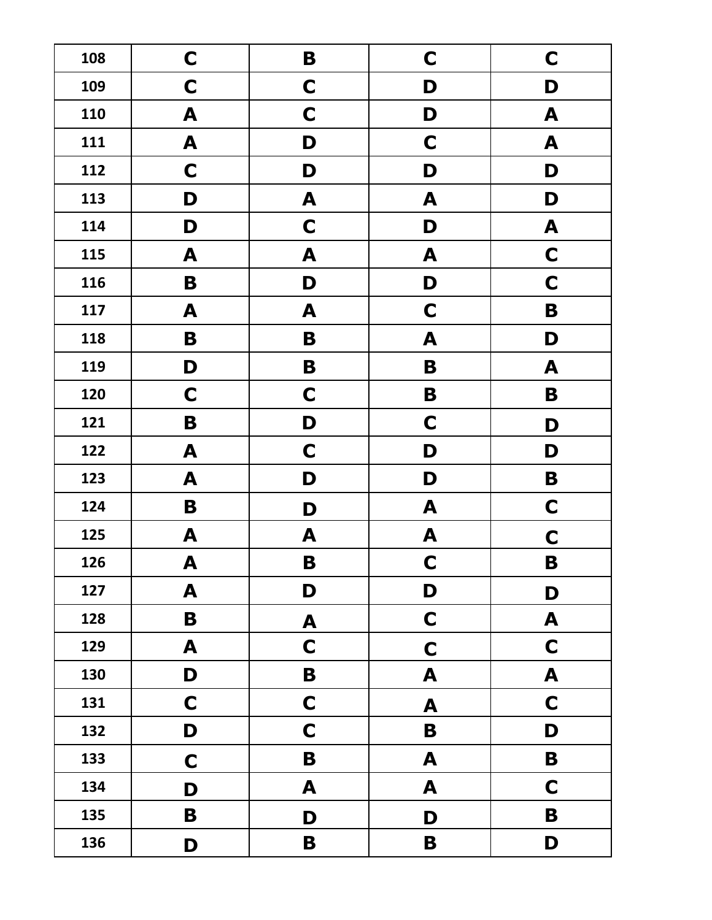| | | | | |
|---|---|---|---|---|
| 108 | C | B | C | C |
| 109 | C | C | D | D |
| 110 | A | C | D | A |
| 111 | A | D | C | A |
| 112 | C | D | D | D |
| 113 | D | A | A | D |
| 114 | D | C | D | A |
| 115 | A | A | A | C |
| 116 | B | D | D | C |
| 117 | A | A | C | B |
| 118 | B | B | A | D |
| 119 | D | B | B | A |
| 120 | C | C | B | B |
| 121 | B | D | C | D |
| 122 | A | C | D | D |
| 123 | A | D | D | B |
| 124 | B | D | A | C |
| 125 | A | A | A | C |
| 126 | A | B | C | B |
| 127 | A | D | D | D |
| 128 | B | A | C | A |
| 129 | A | C | C | C |
| 130 | D | B | A | A |
| 131 | C | C | A | C |
| 132 | D | C | B | D |
| 133 | C | B | A | B |
| 134 | D | A | A | C |
| 135 | B | D | D | B |
| 136 | D | B | B | D |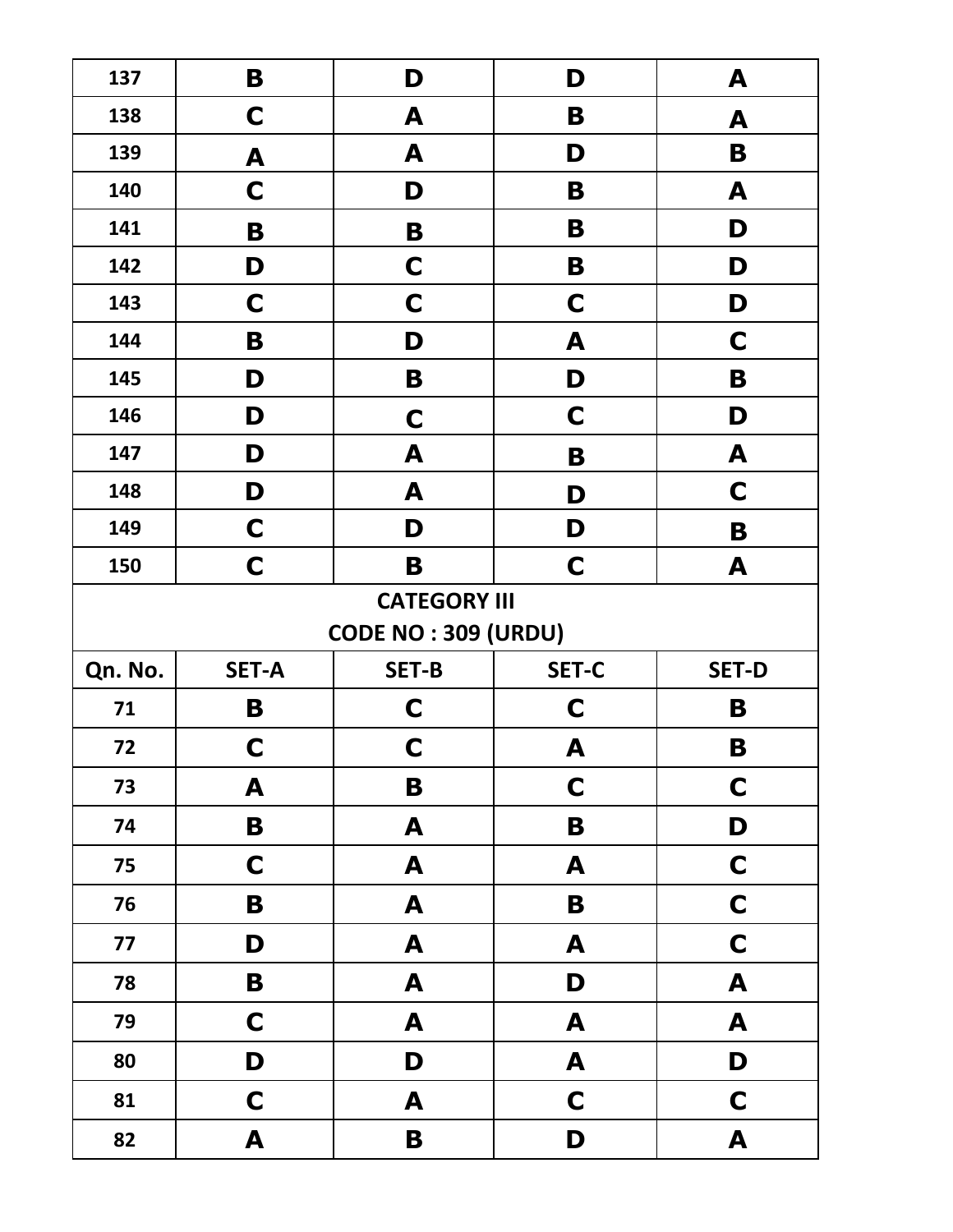| | | | | |
|---|---|---|---|---|
| 137 | B | D | D | A |
| 138 | C | A | B | A |
| 139 | A | A | D | B |
| 140 | C | D | B | A |
| 141 | B | B | B | D |
| 142 | D | C | B | D |
| 143 | C | C | C | D |
| 144 | B | D | A | C |
| 145 | D | B | D | B |
| 146 | D | C | C | D |
| 147 | D | A | B | A |
| 148 | D | A | D | C |
| 149 | C | D | D | B |
| 150 | C | B | C | A |

**CATEGORY III**
**CODE NO : 309 (URDU)**

| Qn. No. | SET-A | SET-B | SET-C | SET-D |
|---|---|---|---|---|
| 71 | B | C | C | B |
| 72 | C | C | A | B |
| 73 | A | B | C | C |
| 74 | B | A | B | D |
| 75 | C | A | A | C |
| 76 | B | A | B | C |
| 77 | D | A | A | C |
| 78 | B | A | D | A |
| 79 | C | A | A | A |
| 80 | D | D | A | D |
| 81 | C | A | C | C |
| 82 | A | B | D | A |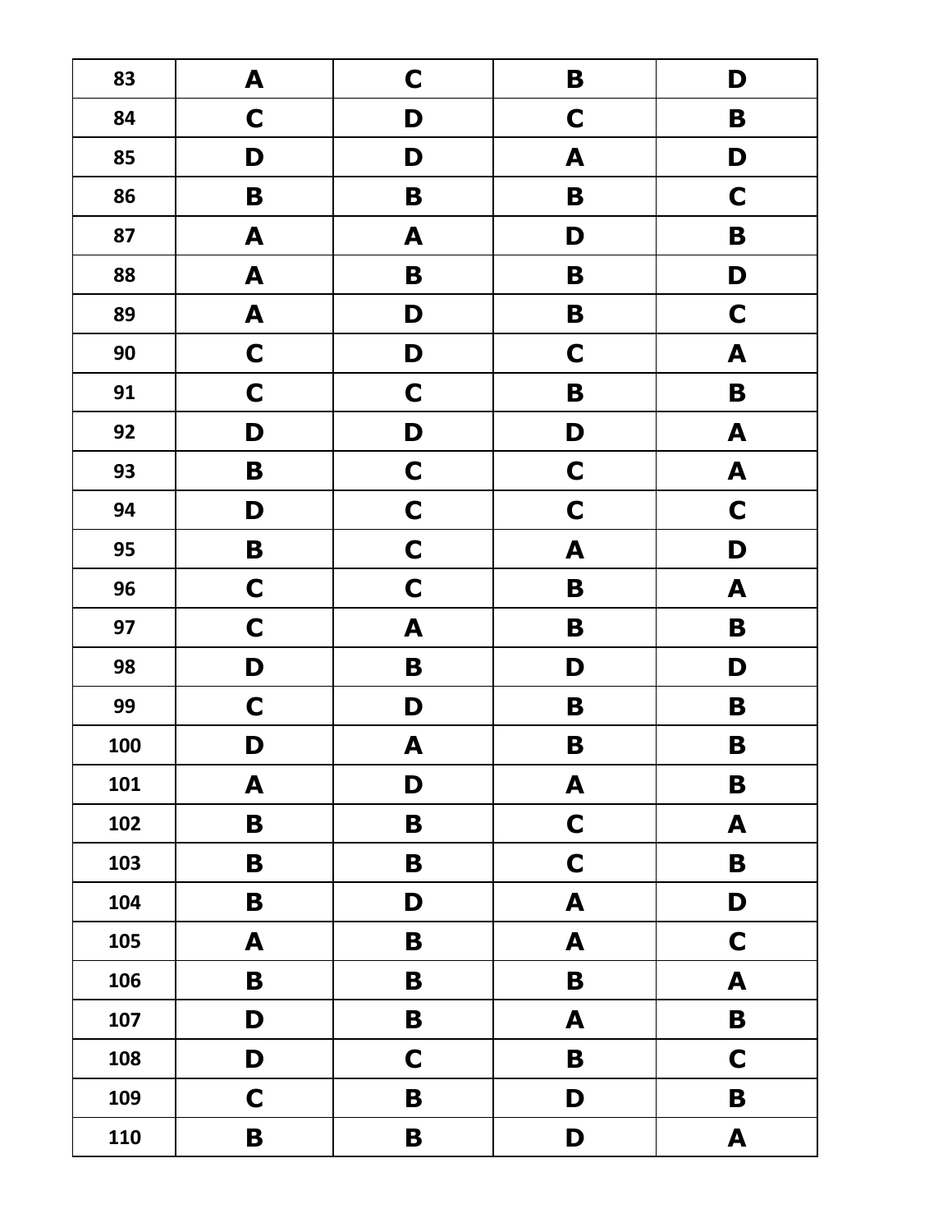| | | | | |
|---|---|---|---|---|
| 83 | A | C | B | D |
| 84 | C | D | C | B |
| 85 | D | D | A | D |
| 86 | B | B | B | C |
| 87 | A | A | D | B |
| 88 | A | B | B | D |
| 89 | A | D | B | C |
| 90 | C | D | C | A |
| 91 | C | C | B | B |
| 92 | D | D | D | A |
| 93 | B | C | C | A |
| 94 | D | C | C | C |
| 95 | B | C | A | D |
| 96 | C | C | B | A |
| 97 | C | A | B | B |
| 98 | D | B | D | D |
| 99 | C | D | B | B |
| 100 | D | A | B | B |
| 101 | A | D | A | B |
| 102 | B | B | C | A |
| 103 | B | B | C | B |
| 104 | B | D | A | D |
| 105 | A | B | A | C |
| 106 | B | B | B | A |
| 107 | D | B | A | B |
| 108 | D | C | B | C |
| 109 | C | B | D | B |
| 110 | B | B | D | A |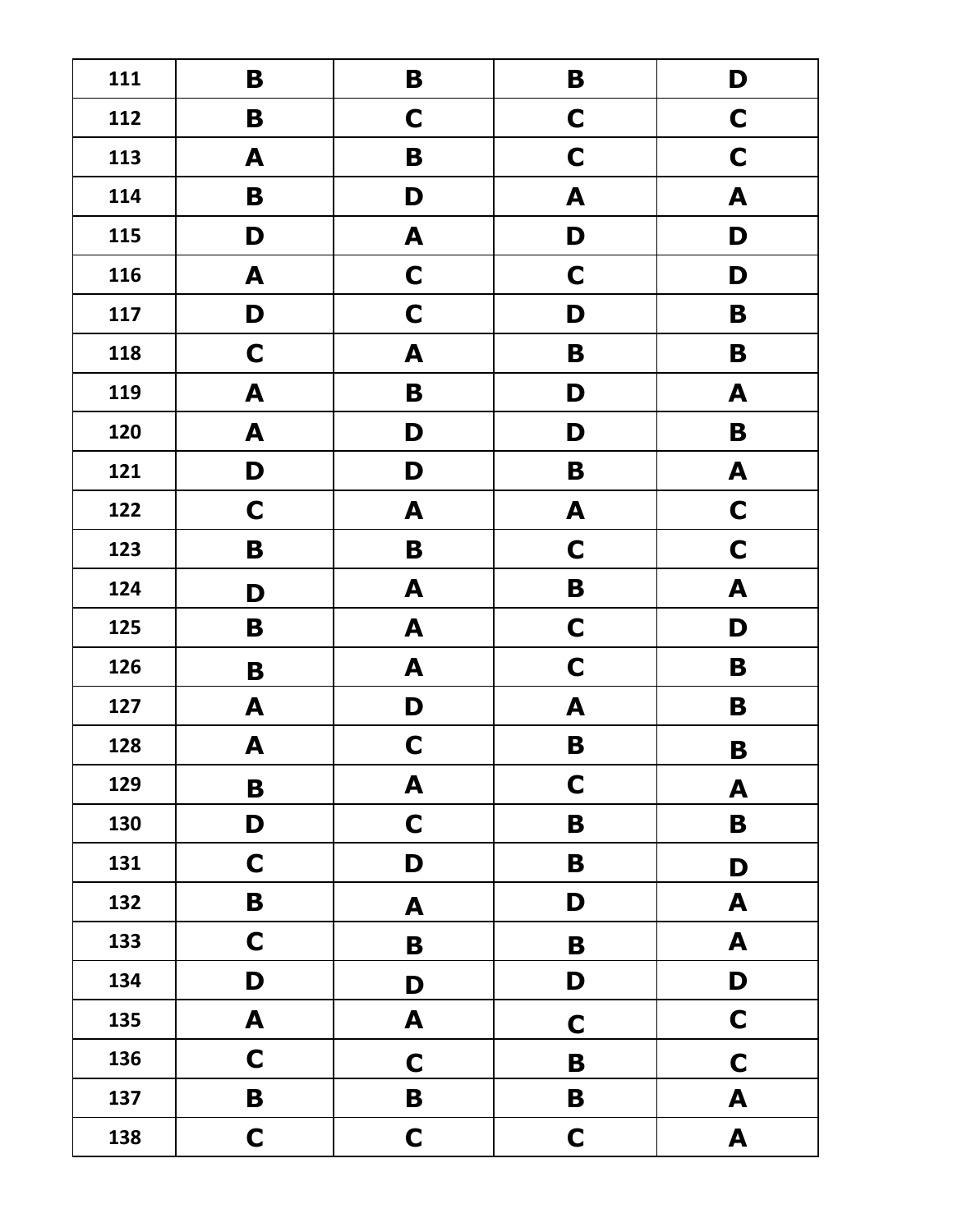| | | | | |
|---|---|---|---|---|
| 111 | B | B | B | D |
| 112 | B | C | C | C |
| 113 | A | B | C | C |
| 114 | B | D | A | A |
| 115 | D | A | D | D |
| 116 | A | C | C | D |
| 117 | D | C | D | B |
| 118 | C | A | B | B |
| 119 | A | B | D | A |
| 120 | A | D | D | B |
| 121 | D | D | B | A |
| 122 | C | A | A | C |
| 123 | B | B | C | C |
| 124 | D | A | B | A |
| 125 | B | A | C | D |
| 126 | B | A | C | B |
| 127 | A | D | A | B |
| 128 | A | C | B | B |
| 129 | B | A | C | A |
| 130 | D | C | B | B |
| 131 | C | D | B | D |
| 132 | B | A | D | A |
| 133 | C | B | B | A |
| 134 | D | D | D | D |
| 135 | A | A | C | C |
| 136 | C | C | B | C |
| 137 | B | B | B | A |
| 138 | C | C | C | A |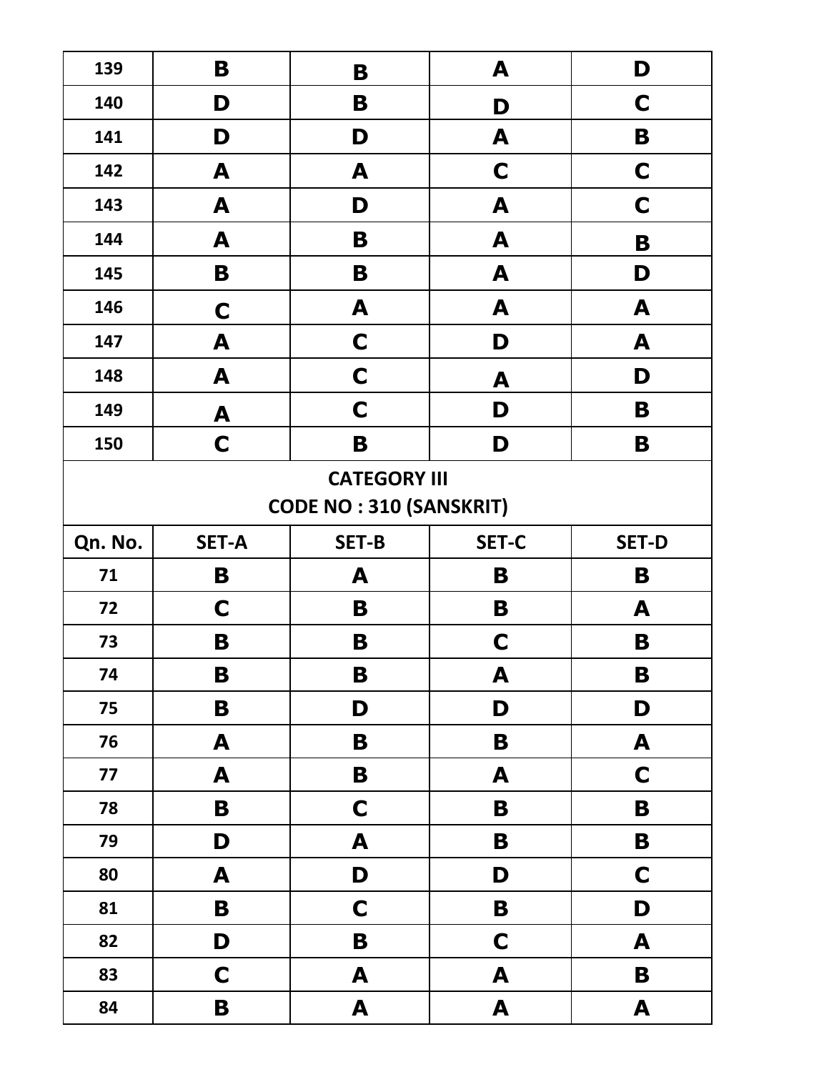| | | | | |
|---|---|---|---|---|
| 139 | B | B | A | D |
| 140 | D | B | D | C |
| 141 | D | D | A | B |
| 142 | A | A | C | C |
| 143 | A | D | A | C |
| 144 | A | B | A | B |
| 145 | B | B | A | D |
| 146 | C | A | A | A |
| 147 | A | C | D | A |
| 148 | A | C | A | D |
| 149 | A | C | D | B |
| 150 | C | B | D | B |

**CATEGORY III**
**CODE NO : 310 (SANSKRIT)**

| Qn. No. | SET-A | SET-B | SET-C | SET-D |
|---|---|---|---|---|
| 71 | B | A | B | B |
| 72 | C | B | B | A |
| 73 | B | B | C | B |
| 74 | B | B | A | B |
| 75 | B | D | D | D |
| 76 | A | B | B | A |
| 77 | A | B | A | C |
| 78 | B | C | B | B |
| 79 | D | A | B | B |
| 80 | A | D | D | C |
| 81 | B | C | B | D |
| 82 | D | B | C | A |
| 83 | C | A | A | B |
| 84 | B | A | A | A |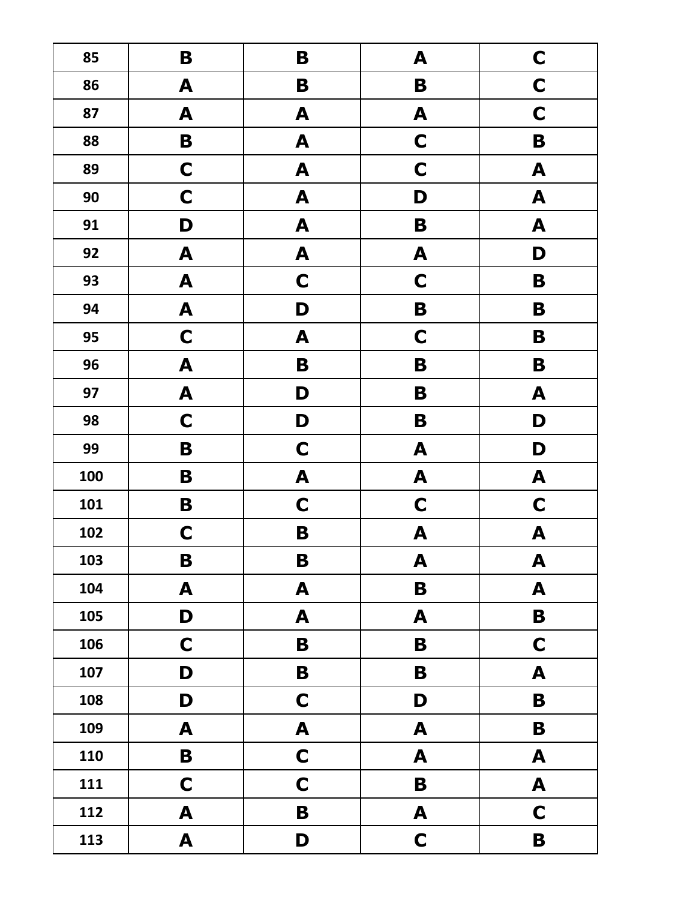| | | | | |
|---|---|---|---|---|
| 85 | B | B | A | C |
| 86 | A | B | B | C |
| 87 | A | A | A | C |
| 88 | B | A | C | B |
| 89 | C | A | C | A |
| 90 | C | A | D | A |
| 91 | D | A | B | A |
| 92 | A | A | A | D |
| 93 | A | C | C | B |
| 94 | A | D | B | B |
| 95 | C | A | C | B |
| 96 | A | B | B | B |
| 97 | A | D | B | A |
| 98 | C | D | B | D |
| 99 | B | C | A | D |
| 100 | B | A | A | A |
| 101 | B | C | C | C |
| 102 | C | B | A | A |
| 103 | B | B | A | A |
| 104 | A | A | B | A |
| 105 | D | A | A | B |
| 106 | C | B | B | C |
| 107 | D | B | B | A |
| 108 | D | C | D | B |
| 109 | A | A | A | B |
| 110 | B | C | A | A |
| 111 | C | C | B | A |
| 112 | A | B | A | C |
| 113 | A | D | C | B |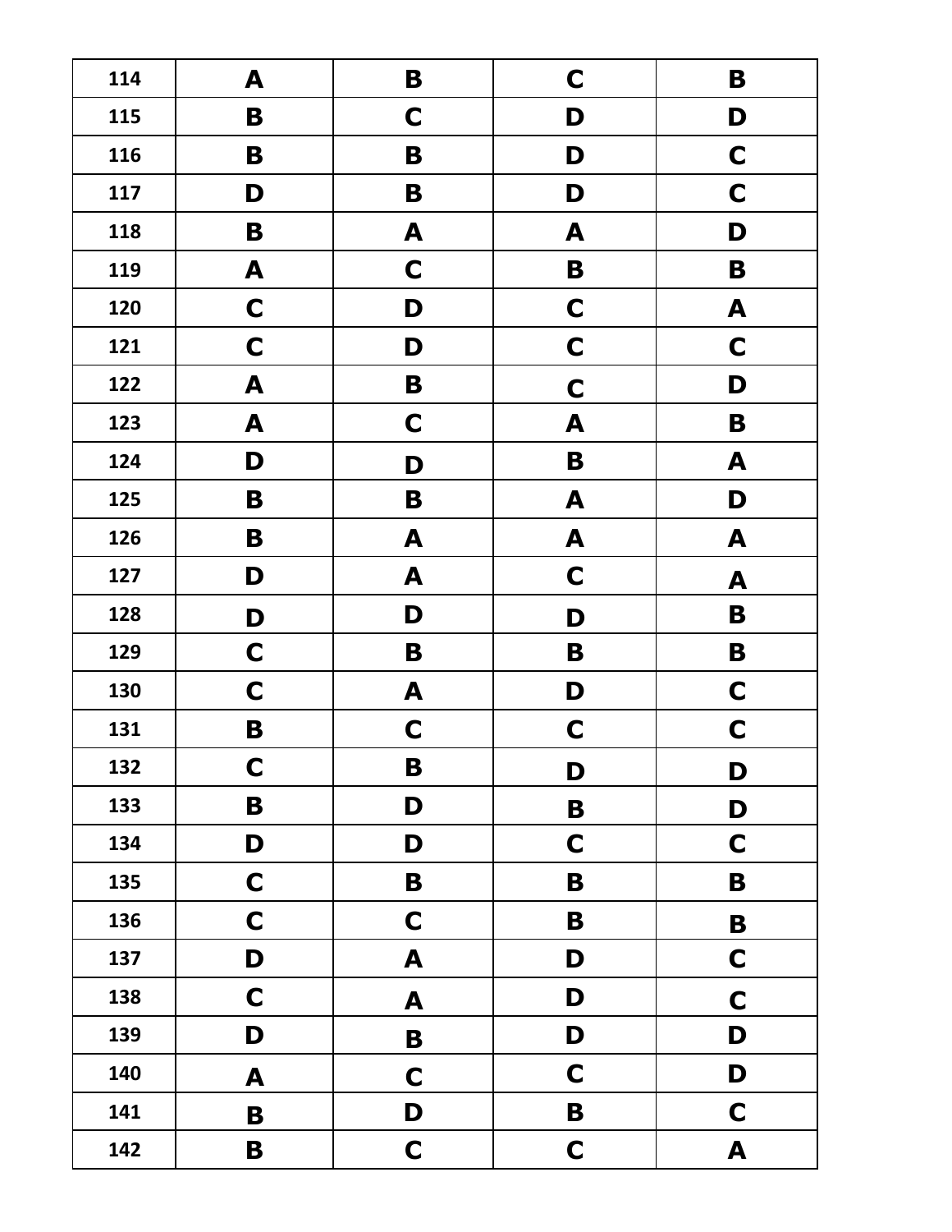| | | | | |
|---|---|---|---|---|
| 114 | A | B | C | B |
| 115 | B | C | D | D |
| 116 | B | B | D | C |
| 117 | D | B | D | C |
| 118 | B | A | A | D |
| 119 | A | C | B | B |
| 120 | C | D | C | A |
| 121 | C | D | C | C |
| 122 | A | B | C | D |
| 123 | A | C | A | B |
| 124 | D | D | B | A |
| 125 | B | B | A | D |
| 126 | B | A | A | A |
| 127 | D | A | C | A |
| 128 | D | D | D | B |
| 129 | C | B | B | B |
| 130 | C | A | D | C |
| 131 | B | C | C | C |
| 132 | C | B | D | D |
| 133 | B | D | B | D |
| 134 | D | D | C | C |
| 135 | C | B | B | B |
| 136 | C | C | B | B |
| 137 | D | A | D | C |
| 138 | C | A | D | C |
| 139 | D | B | D | D |
| 140 | A | C | C | D |
| 141 | B | D | B | C |
| 142 | B | C | C | A |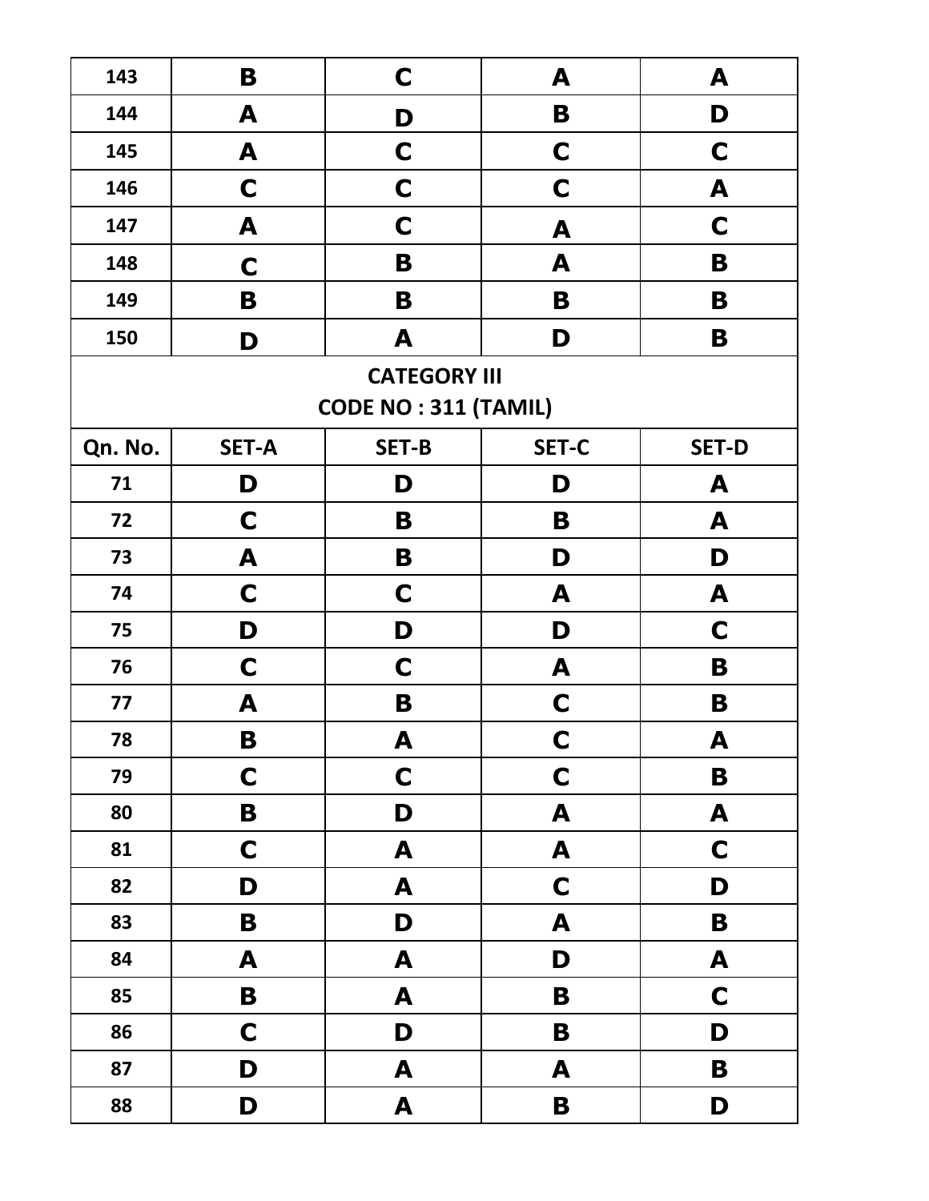| | | | | |
|---|---|---|---|---|
| 143 | B | C | A | A |
| 144 | A | D | B | D |
| 145 | A | C | C | C |
| 146 | C | C | C | A |
| 147 | A | C | A | C |
| 148 | C | B | A | B |
| 149 | B | B | B | B |
| 150 | D | A | D | B |

**CATEGORY III**
**CODE NO : 311 (TAMIL)**

| Qn. No. | SET-A | SET-B | SET-C | SET-D |
|---|---|---|---|---|
| 71 | D | D | D | A |
| 72 | C | B | B | A |
| 73 | A | B | D | D |
| 74 | C | C | A | A |
| 75 | D | D | D | C |
| 76 | C | C | A | B |
| 77 | A | B | C | B |
| 78 | B | A | C | A |
| 79 | C | C | C | B |
| 80 | B | D | A | A |
| 81 | C | A | A | C |
| 82 | D | A | C | D |
| 83 | B | D | A | B |
| 84 | A | A | D | A |
| 85 | B | A | B | C |
| 86 | C | D | B | D |
| 87 | D | A | A | B |
| 88 | D | A | B | D |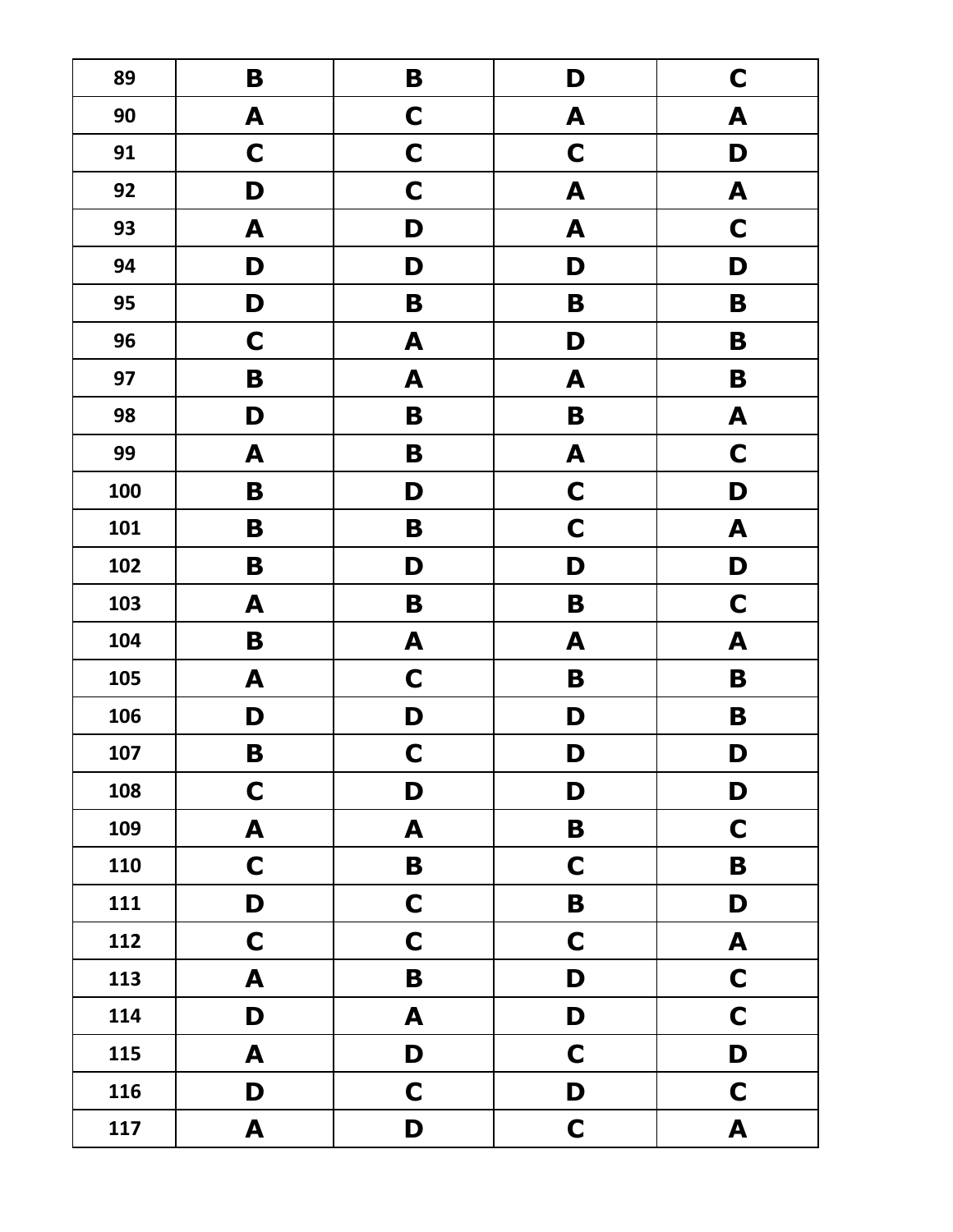| | | | | |
|---|---|---|---|---|
| 89 | B | B | D | C |
| 90 | A | C | A | A |
| 91 | C | C | C | D |
| 92 | D | C | A | A |
| 93 | A | D | A | C |
| 94 | D | D | D | D |
| 95 | D | B | B | B |
| 96 | C | A | D | B |
| 97 | B | A | A | B |
| 98 | D | B | B | A |
| 99 | A | B | A | C |
| 100 | B | D | C | D |
| 101 | B | B | C | A |
| 102 | B | D | D | D |
| 103 | A | B | B | C |
| 104 | B | A | A | A |
| 105 | A | C | B | B |
| 106 | D | D | D | B |
| 107 | B | C | D | D |
| 108 | C | D | D | D |
| 109 | A | A | B | C |
| 110 | C | B | C | B |
| 111 | D | C | B | D |
| 112 | C | C | C | A |
| 113 | A | B | D | C |
| 114 | D | A | D | C |
| 115 | A | D | C | D |
| 116 | D | C | D | C |
| 117 | A | D | C | A |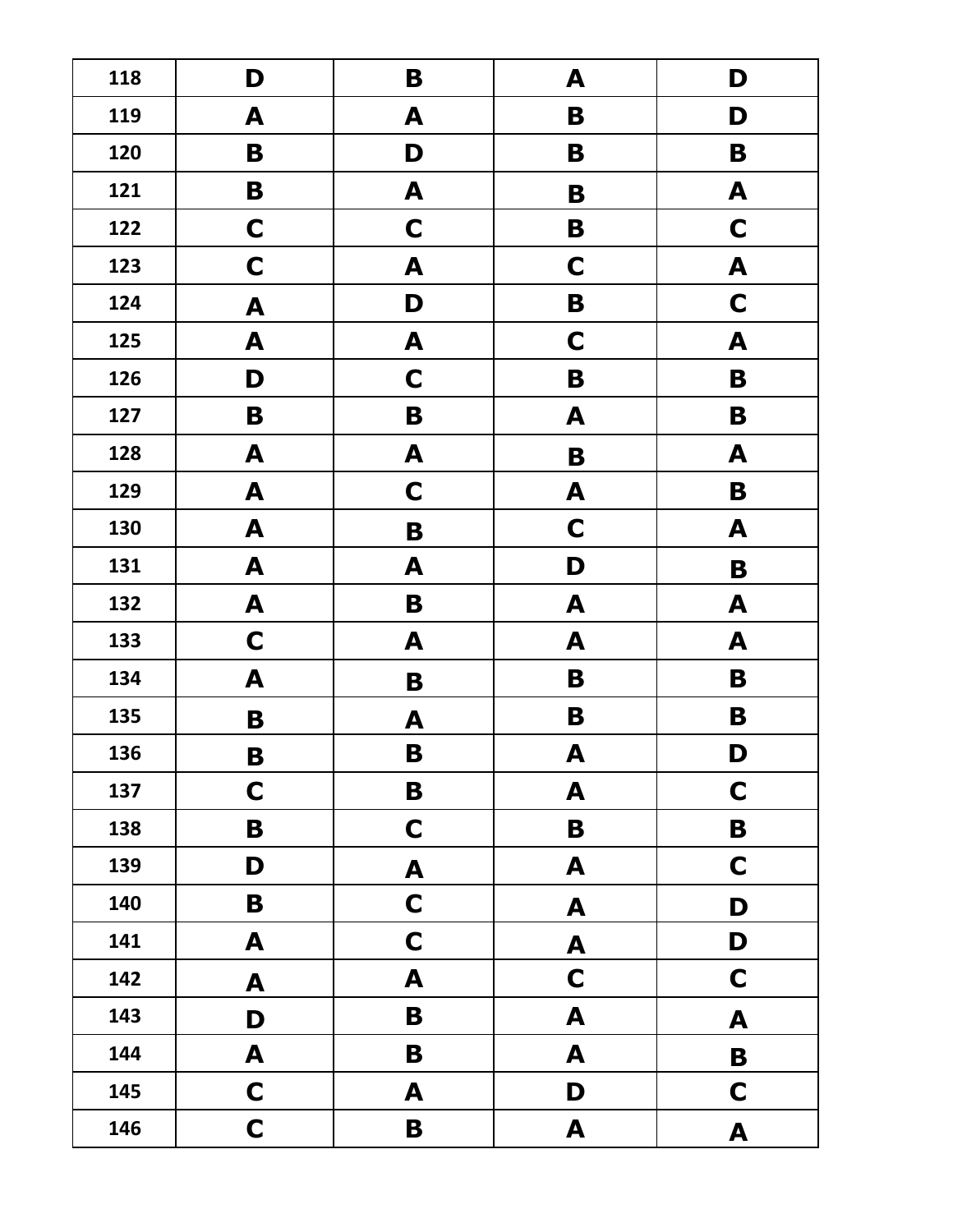| | | | | |
|---|---|---|---|---|
| 118 | D | B | A | D |
| 119 | A | A | B | D |
| 120 | B | D | B | B |
| 121 | B | A | B | A |
| 122 | C | C | B | C |
| 123 | C | A | C | A |
| 124 | A | D | B | C |
| 125 | A | A | C | A |
| 126 | D | C | B | B |
| 127 | B | B | A | B |
| 128 | A | A | B | A |
| 129 | A | C | A | B |
| 130 | A | B | C | A |
| 131 | A | A | D | B |
| 132 | A | B | A | A |
| 133 | C | A | A | A |
| 134 | A | B | B | B |
| 135 | B | A | B | B |
| 136 | B | B | A | D |
| 137 | C | B | A | C |
| 138 | B | C | B | B |
| 139 | D | A | A | C |
| 140 | B | C | A | D |
| 141 | A | C | A | D |
| 142 | A | A | C | C |
| 143 | D | B | A | A |
| 144 | A | B | A | B |
| 145 | C | A | D | C |
| 146 | C | B | A | A |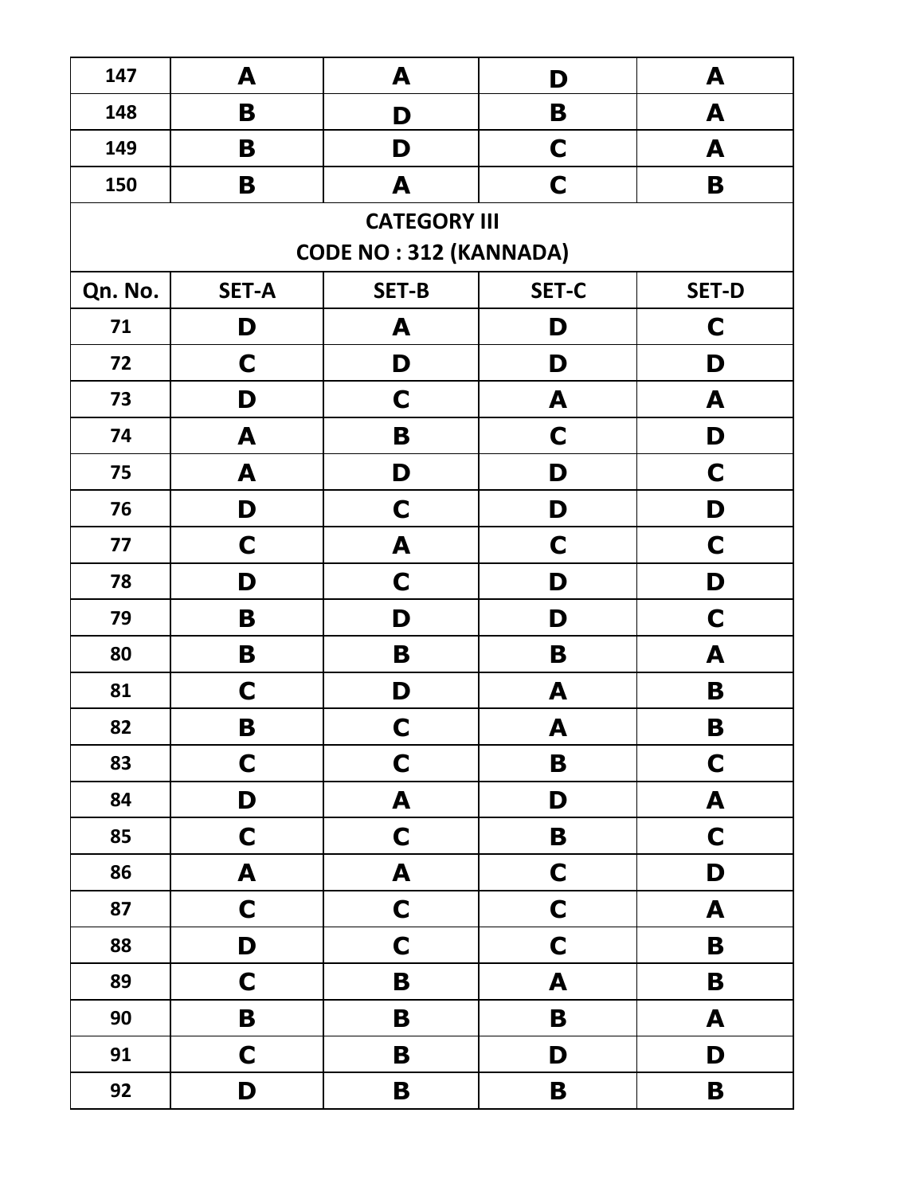| | | | | |
|---|---|---|---|---|
| 147 | A | A | D | A |
| 148 | B | D | B | A |
| 149 | B | D | C | A |
| 150 | B | A | C | B |

**CATEGORY III**
**CODE NO : 312 (KANNADA)**

| Qn. No. | SET-A | SET-B | SET-C | SET-D |
|---|---|---|---|---|
| 71 | D | A | D | C |
| 72 | C | D | D | D |
| 73 | D | C | A | A |
| 74 | A | B | C | D |
| 75 | A | D | D | C |
| 76 | D | C | D | D |
| 77 | C | A | C | C |
| 78 | D | C | D | D |
| 79 | B | D | D | C |
| 80 | B | B | B | A |
| 81 | C | D | A | B |
| 82 | B | C | A | B |
| 83 | C | C | B | C |
| 84 | D | A | D | A |
| 85 | C | C | B | C |
| 86 | A | A | C | D |
| 87 | C | C | C | A |
| 88 | D | C | C | B |
| 89 | C | B | A | B |
| 90 | B | B | B | A |
| 91 | C | B | D | D |
| 92 | D | B | B | B |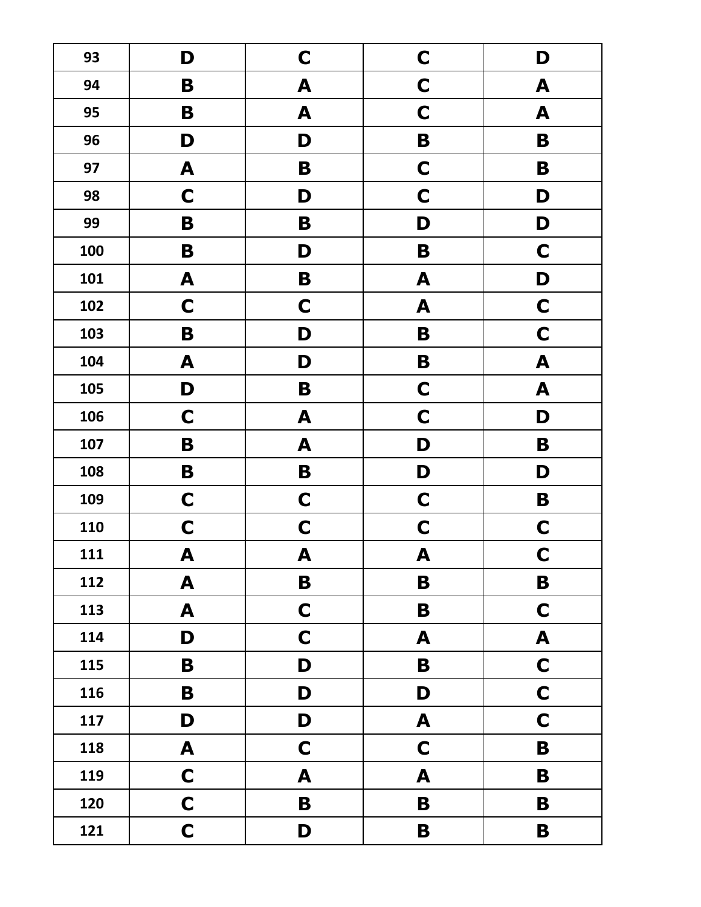| | | | | |
|---|---|---|---|---|
| 93 | D | C | C | D |
| 94 | B | A | C | A |
| 95 | B | A | C | A |
| 96 | D | D | B | B |
| 97 | A | B | C | B |
| 98 | C | D | C | D |
| 99 | B | B | D | D |
| 100 | B | D | B | C |
| 101 | A | B | A | D |
| 102 | C | C | A | C |
| 103 | B | D | B | C |
| 104 | A | D | B | A |
| 105 | D | B | C | A |
| 106 | C | A | C | D |
| 107 | B | A | D | B |
| 108 | B | B | D | D |
| 109 | C | C | C | B |
| 110 | C | C | C | C |
| 111 | A | A | A | C |
| 112 | A | B | B | B |
| 113 | A | C | B | C |
| 114 | D | C | A | A |
| 115 | B | D | B | C |
| 116 | B | D | D | C |
| 117 | D | D | A | C |
| 118 | A | C | C | B |
| 119 | C | A | A | B |
| 120 | C | B | B | B |
| 121 | C | D | B | B |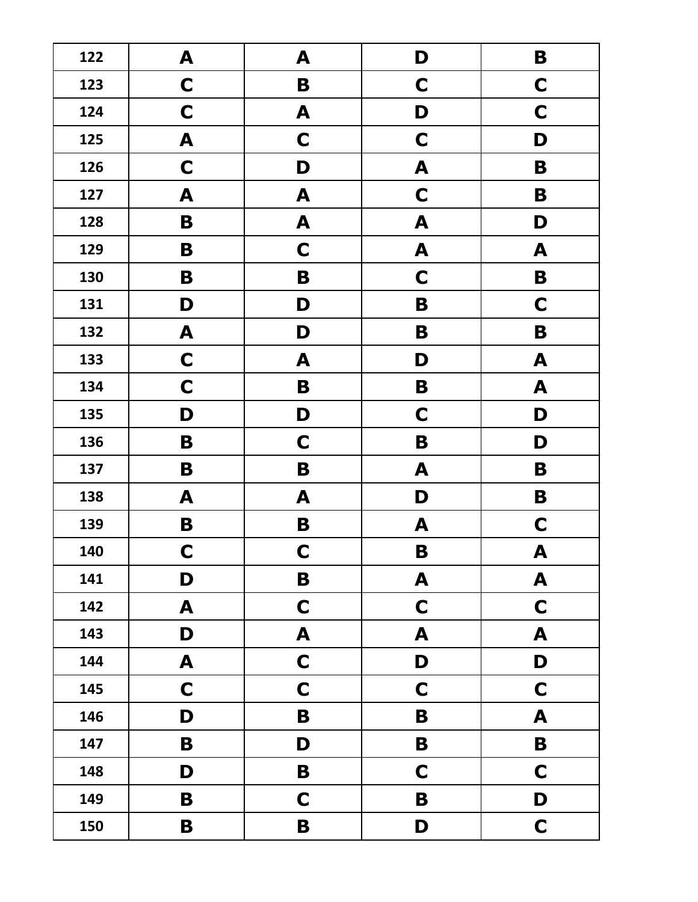| | | | | |
|---|---|---|---|---|
| 122 | A | A | D | B |
| 123 | C | B | C | C |
| 124 | C | A | D | C |
| 125 | A | C | C | D |
| 126 | C | D | A | B |
| 127 | A | A | C | B |
| 128 | B | A | A | D |
| 129 | B | C | A | A |
| 130 | B | B | C | B |
| 131 | D | D | B | C |
| 132 | A | D | B | B |
| 133 | C | A | D | A |
| 134 | C | B | B | A |
| 135 | D | D | C | D |
| 136 | B | C | B | D |
| 137 | B | B | A | B |
| 138 | A | A | D | B |
| 139 | B | B | A | C |
| 140 | C | C | B | A |
| 141 | D | B | A | A |
| 142 | A | C | C | C |
| 143 | D | A | A | A |
| 144 | A | C | D | D |
| 145 | C | C | C | C |
| 146 | D | B | B | A |
| 147 | B | D | B | B |
| 148 | D | B | C | C |
| 149 | B | C | B | D |
| 150 | B | B | D | C |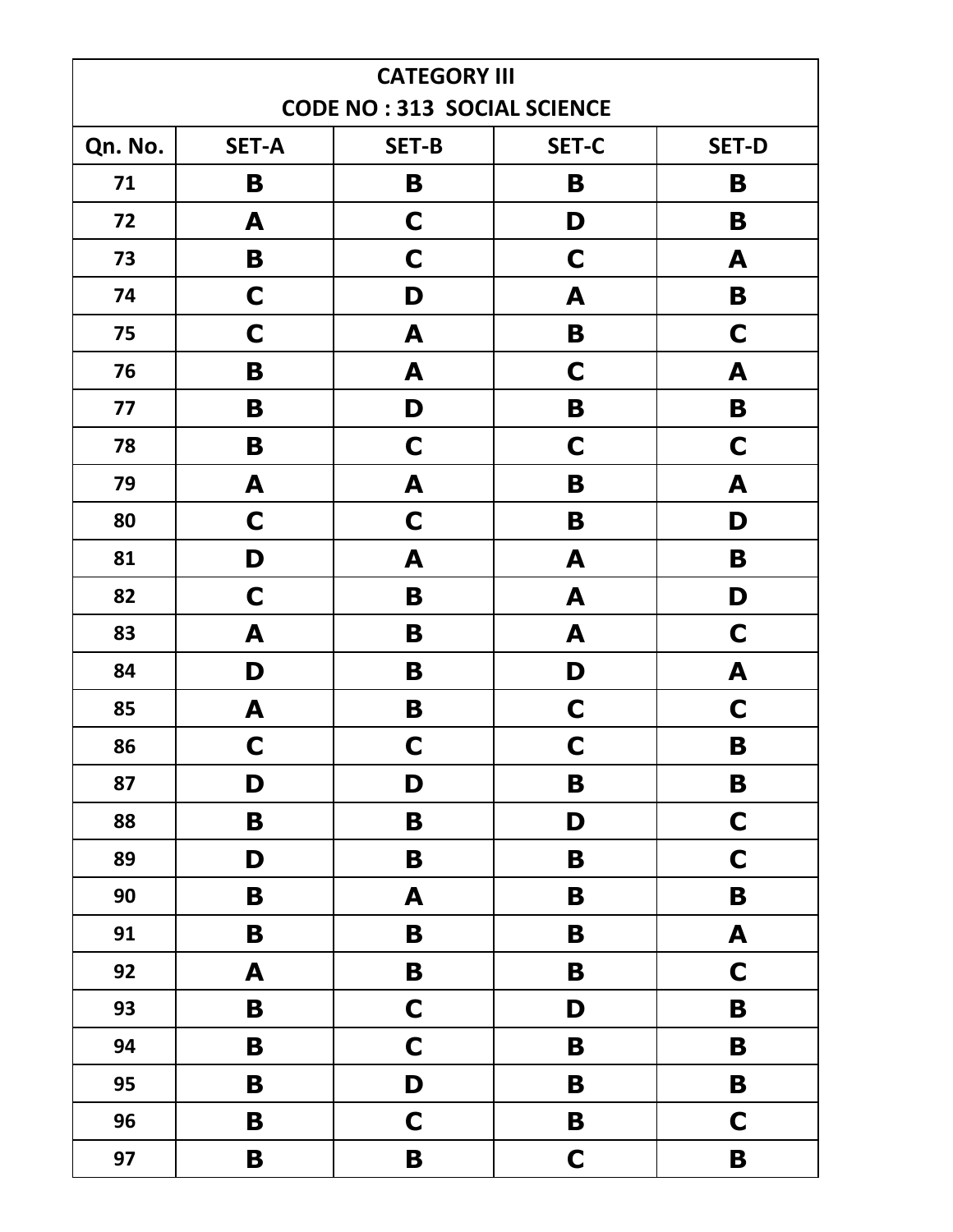| CATEGORY III<br>CODE NO : 313 SOCIAL SCIENCE | | | | |
|---|---|---|---|---|
| Qn. No. | SET-A | SET-B | SET-C | SET-D |
| 71 | B | B | B | B |
| 72 | A | C | D | B |
| 73 | B | C | C | A |
| 74 | C | D | A | B |
| 75 | C | A | B | C |
| 76 | B | A | C | A |
| 77 | B | D | B | B |
| 78 | B | C | C | C |
| 79 | A | A | B | A |
| 80 | C | C | B | D |
| 81 | D | A | A | B |
| 82 | C | B | A | D |
| 83 | A | B | A | C |
| 84 | D | B | D | A |
| 85 | A | B | C | C |
| 86 | C | C | C | B |
| 87 | D | D | B | B |
| 88 | B | B | D | C |
| 89 | D | B | B | C |
| 90 | B | A | B | B |
| 91 | B | B | B | A |
| 92 | A | B | B | C |
| 93 | B | C | D | B |
| 94 | B | C | B | B |
| 95 | B | D | B | B |
| 96 | B | C | B | C |
| 97 | B | B | C | B |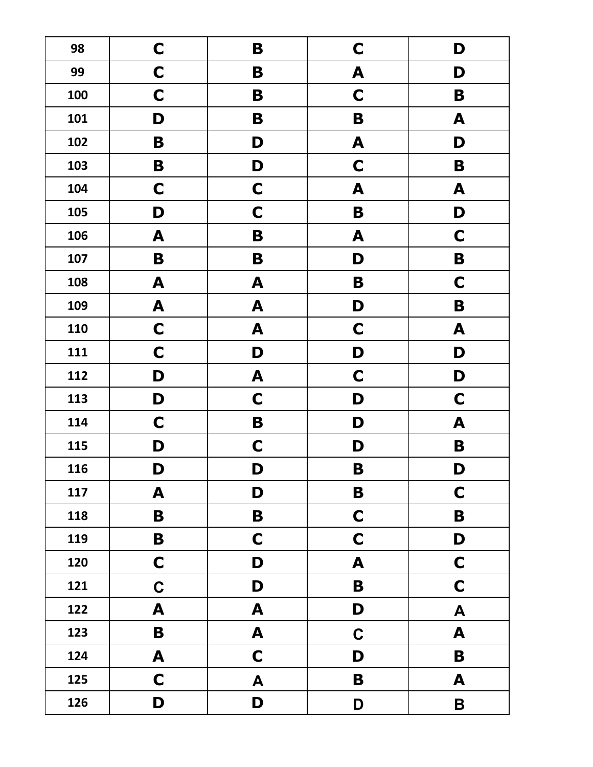| | | | | |
|---|---|---|---|---|
| 98 | C | B | C | D |
| 99 | C | B | A | D |
| 100 | C | B | C | B |
| 101 | D | B | B | A |
| 102 | B | D | A | D |
| 103 | B | D | C | B |
| 104 | C | C | A | A |
| 105 | D | C | B | D |
| 106 | A | B | A | C |
| 107 | B | B | D | B |
| 108 | A | A | B | C |
| 109 | A | A | D | B |
| 110 | C | A | C | A |
| 111 | C | D | D | D |
| 112 | D | A | C | D |
| 113 | D | C | D | C |
| 114 | C | B | D | A |
| 115 | D | C | D | B |
| 116 | D | D | B | D |
| 117 | A | D | B | C |
| 118 | B | B | C | B |
| 119 | B | C | C | D |
| 120 | C | D | A | C |
| 121 | C | D | B | C |
| 122 | A | A | D | A |
| 123 | B | A | C | A |
| 124 | A | C | D | B |
| 125 | C | A | B | A |
| 126 | D | D | D | B |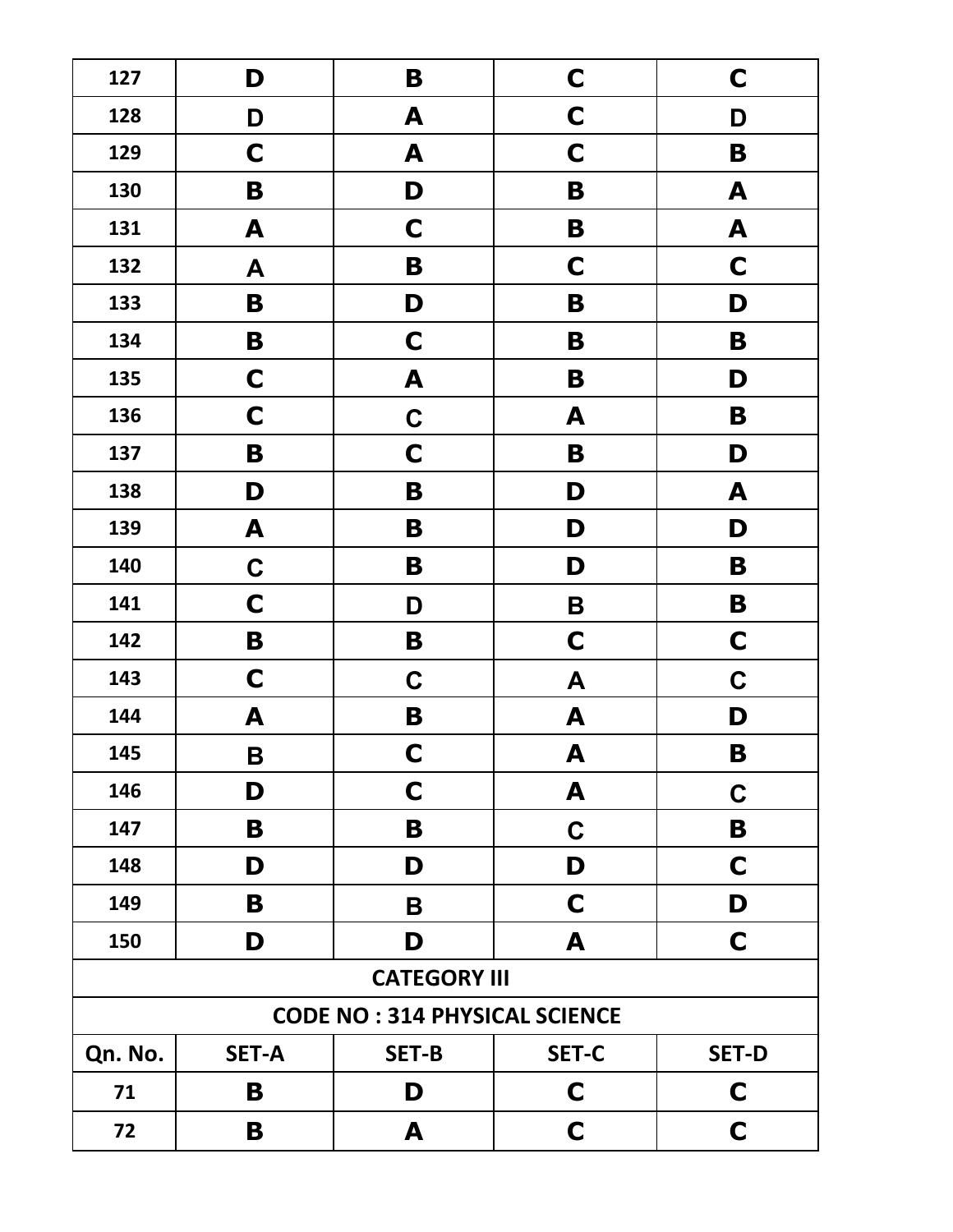| | | | | |
|---|---|---|---|---|
| 127 | D | B | C | C |
| 128 | D | A | C | D |
| 129 | C | A | C | B |
| 130 | B | D | B | A |
| 131 | A | C | B | A |
| 132 | A | B | C | C |
| 133 | B | D | B | D |
| 134 | B | C | B | B |
| 135 | C | A | B | D |
| 136 | C | C | A | B |
| 137 | B | C | B | D |
| 138 | D | B | D | A |
| 139 | A | B | D | D |
| 140 | C | B | D | B |
| 141 | C | D | B | B |
| 142 | B | B | C | C |
| 143 | C | C | A | C |
| 144 | A | B | A | D |
| 145 | B | C | A | B |
| 146 | D | C | A | C |
| 147 | B | B | C | B |
| 148 | D | D | D | C |
| 149 | B | B | C | D |
| 150 | D | D | A | C |

**CATEGORY III**

**CODE NO : 314 PHYSICAL SCIENCE**

| Qn. No. | SET-A | SET-B | SET-C | SET-D |
|---|---|---|---|---|
| 71 | B | D | C | C |
| 72 | B | A | C | C |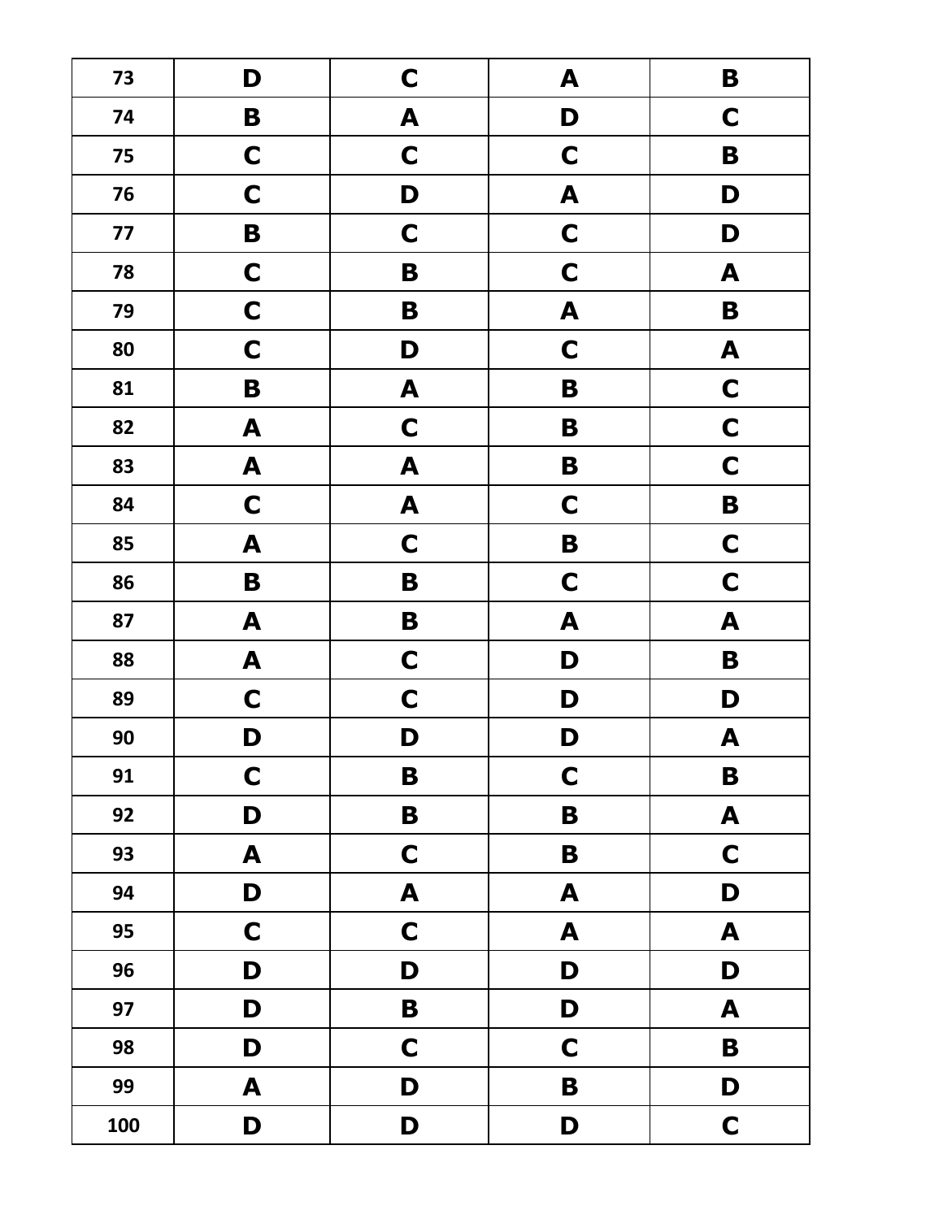| | | | | |
|---|---|---|---|---|
| 73 | D | C | A | B |
| 74 | B | A | D | C |
| 75 | C | C | C | B |
| 76 | C | D | A | D |
| 77 | B | C | C | D |
| 78 | C | B | C | A |
| 79 | C | B | A | B |
| 80 | C | D | C | A |
| 81 | B | A | B | C |
| 82 | A | C | B | C |
| 83 | A | A | B | C |
| 84 | C | A | C | B |
| 85 | A | C | B | C |
| 86 | B | B | C | C |
| 87 | A | B | A | A |
| 88 | A | C | D | B |
| 89 | C | C | D | D |
| 90 | D | D | D | A |
| 91 | C | B | C | B |
| 92 | D | B | B | A |
| 93 | A | C | B | C |
| 94 | D | A | A | D |
| 95 | C | C | A | A |
| 96 | D | D | D | D |
| 97 | D | B | D | A |
| 98 | D | C | C | B |
| 99 | A | D | B | D |
| 100 | D | D | D | C |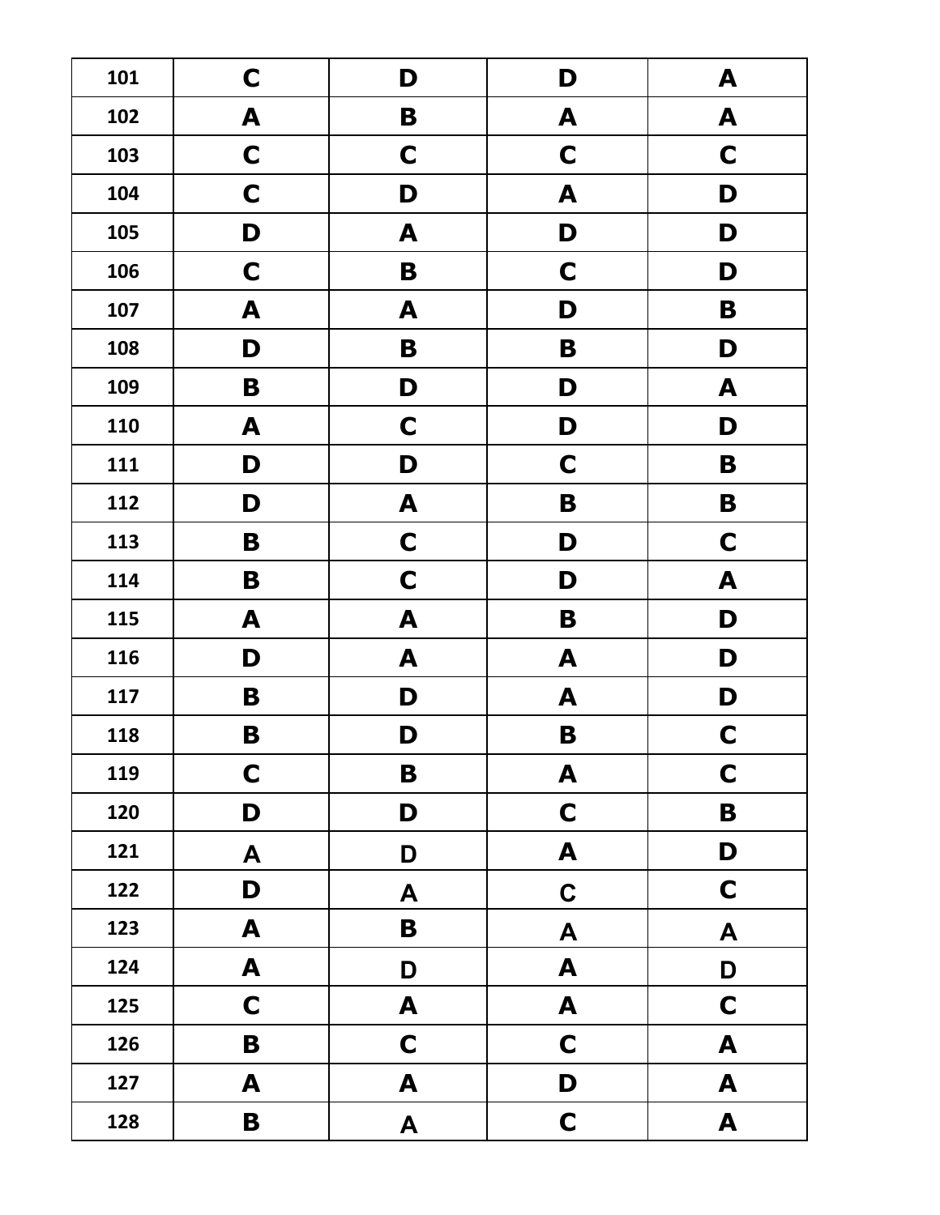| | | | | |
|---|---|---|---|---|
| 101 | C | D | D | A |
| 102 | A | B | A | A |
| 103 | C | C | C | C |
| 104 | C | D | A | D |
| 105 | D | A | D | D |
| 106 | C | B | C | D |
| 107 | A | A | D | B |
| 108 | D | B | B | D |
| 109 | B | D | D | A |
| 110 | A | C | D | D |
| 111 | D | D | C | B |
| 112 | D | A | B | B |
| 113 | B | C | D | C |
| 114 | B | C | D | A |
| 115 | A | A | B | D |
| 116 | D | A | A | D |
| 117 | B | D | A | D |
| 118 | B | D | B | C |
| 119 | C | B | A | C |
| 120 | D | D | C | B |
| 121 | A | D | A | D |
| 122 | D | A | C | C |
| 123 | A | B | A | A |
| 124 | A | D | A | D |
| 125 | C | A | A | C |
| 126 | B | C | C | A |
| 127 | A | A | D | A |
| 128 | B | A | C | A |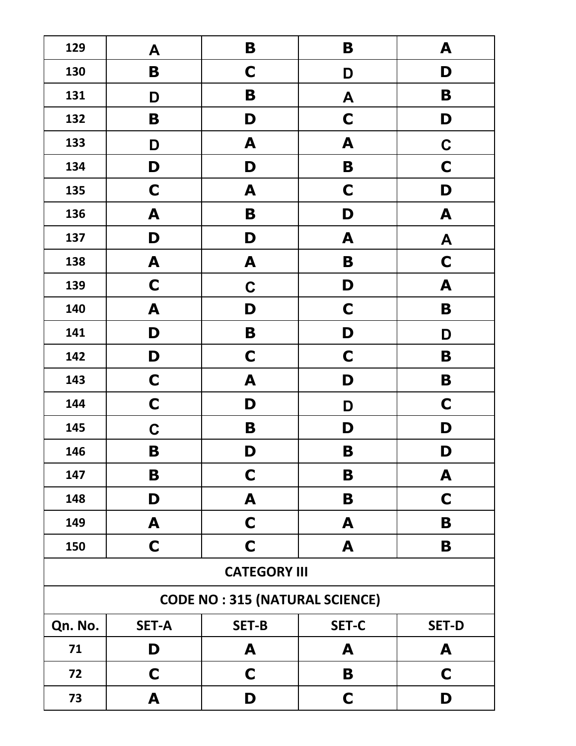| | | | | |
|---|---|---|---|---|
| 129 | A | B | B | A |
| 130 | B | C | D | D |
| 131 | D | B | A | B |
| 132 | B | D | C | D |
| 133 | D | A | A | C |
| 134 | D | D | B | C |
| 135 | C | A | C | D |
| 136 | A | B | D | A |
| 137 | D | D | A | A |
| 138 | A | A | B | C |
| 139 | C | C | D | A |
| 140 | A | D | C | B |
| 141 | D | B | D | D |
| 142 | D | C | C | B |
| 143 | C | A | D | B |
| 144 | C | D | D | C |
| 145 | C | B | D | D |
| 146 | B | D | B | D |
| 147 | B | C | B | A |
| 148 | D | A | B | C |
| 149 | A | C | A | B |
| 150 | C | C | A | B |

**CATEGORY III**

**CODE NO : 315 (NATURAL SCIENCE)**

| Qn. No. | SET-A | SET-B | SET-C | SET-D |
|---|---|---|---|---|
| 71 | D | A | A | A |
| 72 | C | C | B | C |
| 73 | A | D | C | D |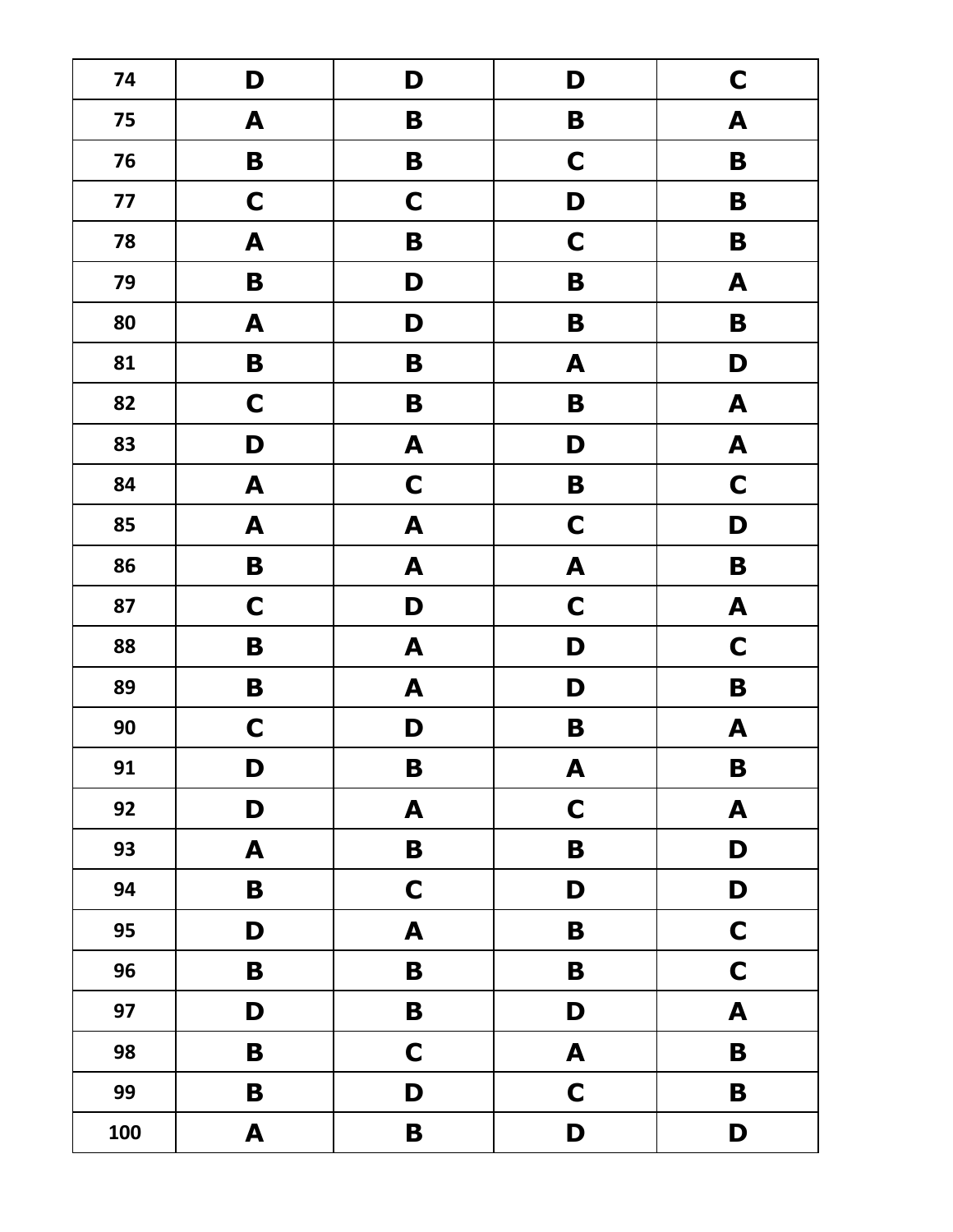| | | | | |
|---|---|---|---|---|
| 74 | D | D | D | C |
| 75 | A | B | B | A |
| 76 | B | B | C | B |
| 77 | C | C | D | B |
| 78 | A | B | C | B |
| 79 | B | D | B | A |
| 80 | A | D | B | B |
| 81 | B | B | A | D |
| 82 | C | B | B | A |
| 83 | D | A | D | A |
| 84 | A | C | B | C |
| 85 | A | A | C | D |
| 86 | B | A | A | B |
| 87 | C | D | C | A |
| 88 | B | A | D | C |
| 89 | B | A | D | B |
| 90 | C | D | B | A |
| 91 | D | B | A | B |
| 92 | D | A | C | A |
| 93 | A | B | B | D |
| 94 | B | C | D | D |
| 95 | D | A | B | C |
| 96 | B | B | B | C |
| 97 | D | B | D | A |
| 98 | B | C | A | B |
| 99 | B | D | C | B |
| 100 | A | B | D | D |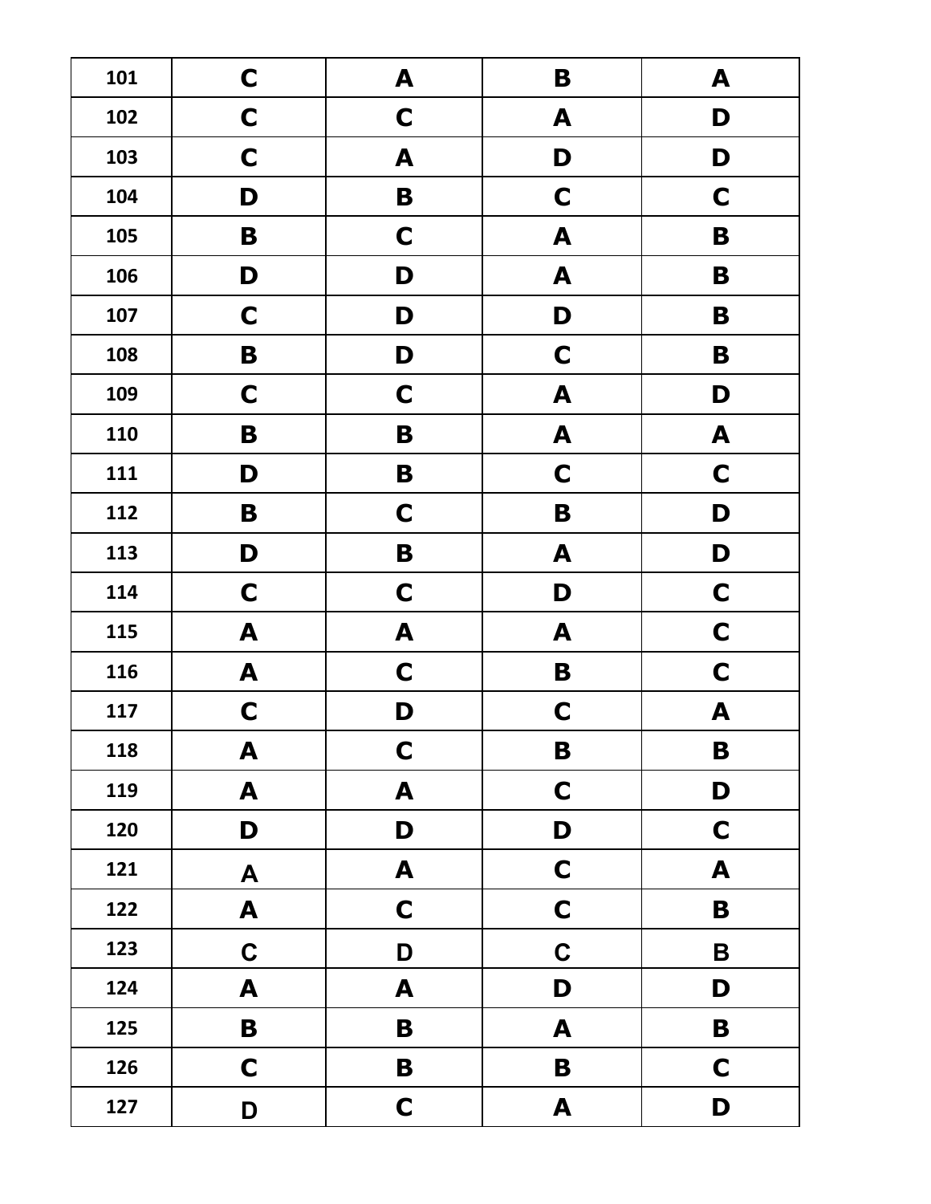| | | | | |
|---|---|---|---|---|
| 101 | C | A | B | A |
| 102 | C | C | A | D |
| 103 | C | A | D | D |
| 104 | D | B | C | C |
| 105 | B | C | A | B |
| 106 | D | D | A | B |
| 107 | C | D | D | B |
| 108 | B | D | C | B |
| 109 | C | C | A | D |
| 110 | B | B | A | A |
| 111 | D | B | C | C |
| 112 | B | C | B | D |
| 113 | D | B | A | D |
| 114 | C | C | D | C |
| 115 | A | A | A | C |
| 116 | A | C | B | C |
| 117 | C | D | C | A |
| 118 | A | C | B | B |
| 119 | A | A | C | D |
| 120 | D | D | D | C |
| 121 | A | A | C | A |
| 122 | A | C | C | B |
| 123 | C | D | C | B |
| 124 | A | A | D | D |
| 125 | B | B | A | B |
| 126 | C | B | B | C |
| 127 | D | C | A | D |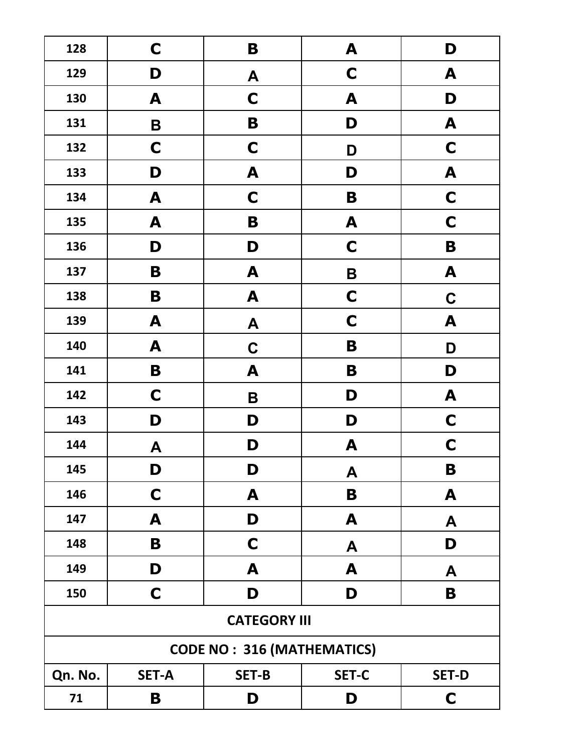| | | | | |
|---|---|---|---|---|
| 128 | C | B | A | D |
| 129 | D | A | C | A |
| 130 | A | C | A | D |
| 131 | B | B | D | A |
| 132 | C | C | D | C |
| 133 | D | A | D | A |
| 134 | A | C | B | C |
| 135 | A | B | A | C |
| 136 | D | D | C | B |
| 137 | B | A | B | A |
| 138 | B | A | C | C |
| 139 | A | A | C | A |
| 140 | A | C | B | D |
| 141 | B | A | B | D |
| 142 | C | B | D | A |
| 143 | D | D | D | C |
| 144 | A | D | A | C |
| 145 | D | D | A | B |
| 146 | C | A | B | A |
| 147 | A | D | A | A |
| 148 | B | C | A | D |
| 149 | D | A | A | A |
| 150 | C | D | D | B |

**CATEGORY III**

**CODE NO : 316 (MATHEMATICS)**

| Qn. No. | SET-A | SET-B | SET-C | SET-D |
|---|---|---|---|---|
| 71 | B | D | D | C |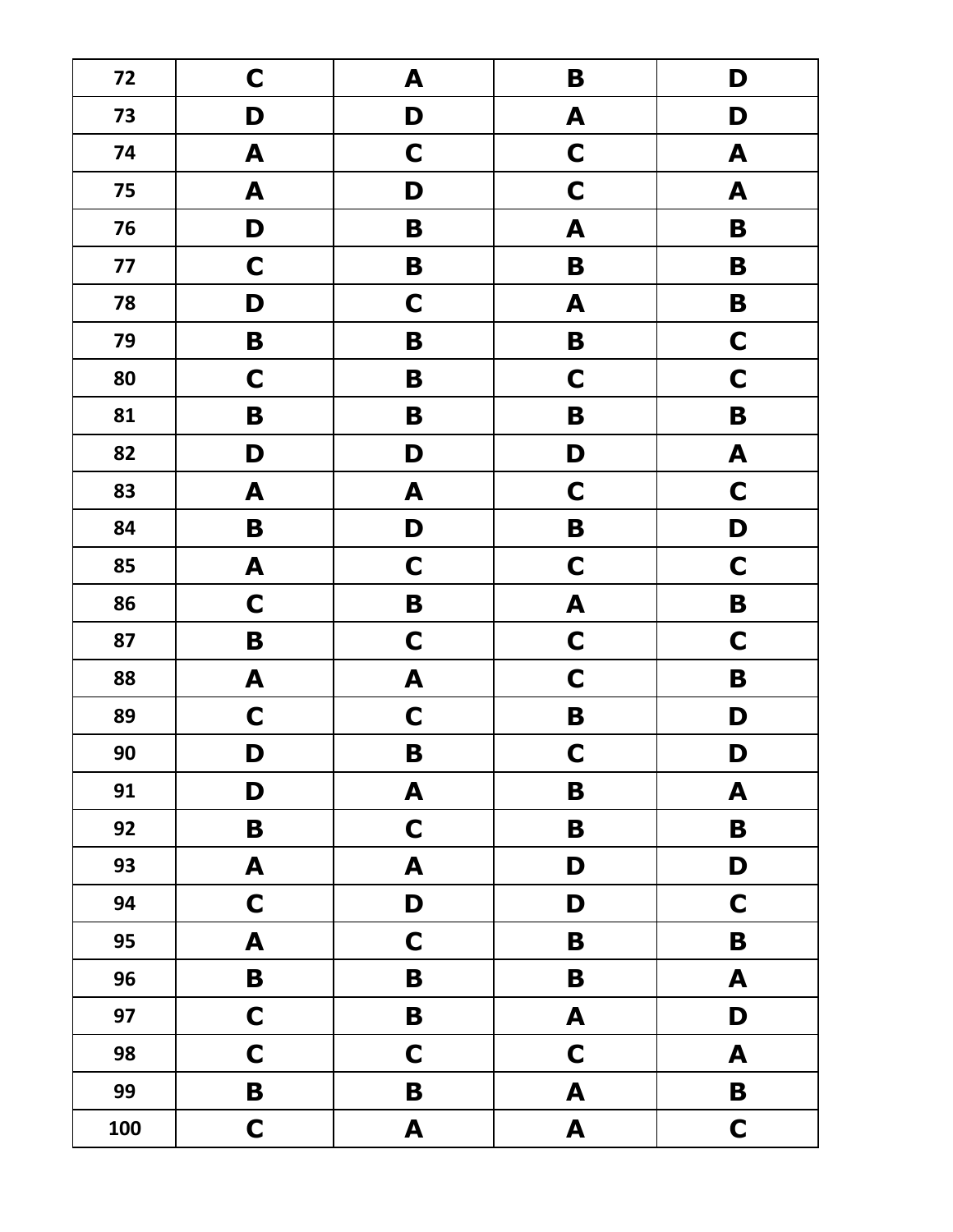| | | | | |
|---|---|---|---|---|
| 72 | C | A | B | D |
| 73 | D | D | A | D |
| 74 | A | C | C | A |
| 75 | A | D | C | A |
| 76 | D | B | A | B |
| 77 | C | B | B | B |
| 78 | D | C | A | B |
| 79 | B | B | B | C |
| 80 | C | B | C | C |
| 81 | B | B | B | B |
| 82 | D | D | D | A |
| 83 | A | A | C | C |
| 84 | B | D | B | D |
| 85 | A | C | C | C |
| 86 | C | B | A | B |
| 87 | B | C | C | C |
| 88 | A | A | C | B |
| 89 | C | C | B | D |
| 90 | D | B | C | D |
| 91 | D | A | B | A |
| 92 | B | C | B | B |
| 93 | A | A | D | D |
| 94 | C | D | D | C |
| 95 | A | C | B | B |
| 96 | B | B | B | A |
| 97 | C | B | A | D |
| 98 | C | C | C | A |
| 99 | B | B | A | B |
| 100 | C | A | A | C |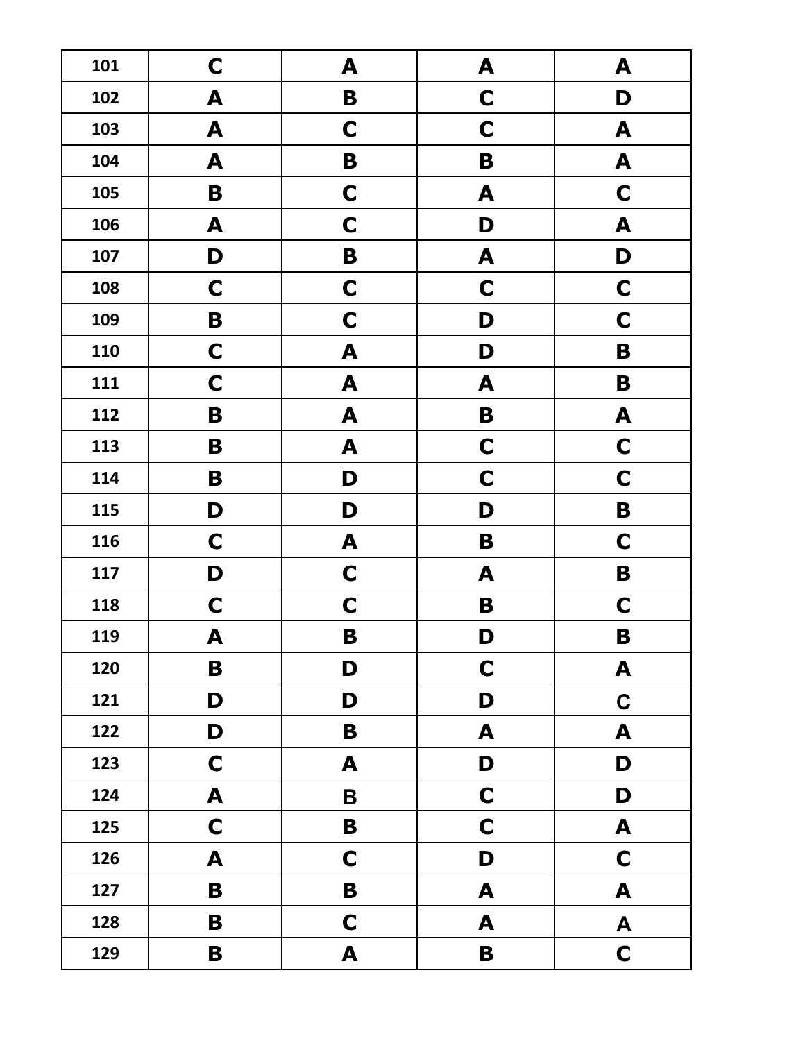| | | | | |
|---|---|---|---|---|
| 101 | C | A | A | A |
| 102 | A | B | C | D |
| 103 | A | C | C | A |
| 104 | A | B | B | A |
| 105 | B | C | A | C |
| 106 | A | C | D | A |
| 107 | D | B | A | D |
| 108 | C | C | C | C |
| 109 | B | C | D | C |
| 110 | C | A | D | B |
| 111 | C | A | A | B |
| 112 | B | A | B | A |
| 113 | B | A | C | C |
| 114 | B | D | C | C |
| 115 | D | D | D | B |
| 116 | C | A | B | C |
| 117 | D | C | A | B |
| 118 | C | C | B | C |
| 119 | A | B | D | B |
| 120 | B | D | C | A |
| 121 | D | D | D | C |
| 122 | D | B | A | A |
| 123 | C | A | D | D |
| 124 | A | B | C | D |
| 125 | C | B | C | A |
| 126 | A | C | D | C |
| 127 | B | B | A | A |
| 128 | B | C | A | A |
| 129 | B | A | B | C |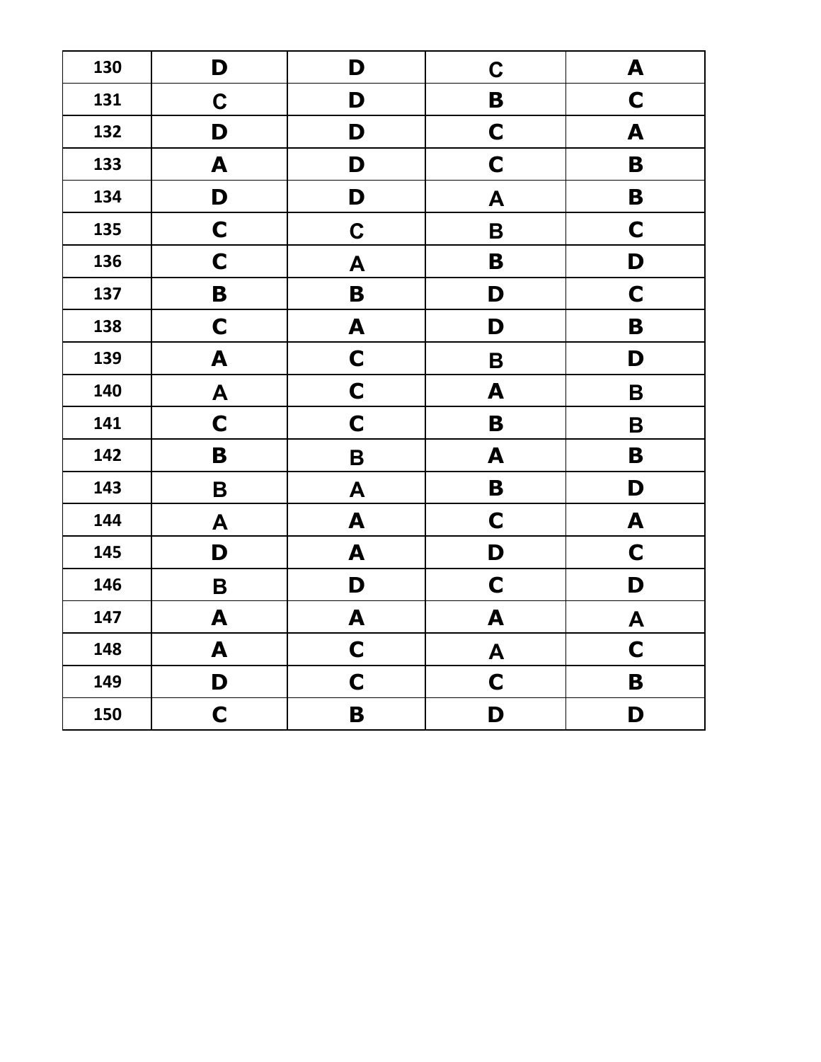| | | | | |
|---|---|---|---|---|
| 130 | D | D | C | A |
| 131 | C | D | B | C |
| 132 | D | D | C | A |
| 133 | A | D | C | B |
| 134 | D | D | A | B |
| 135 | C | C | B | C |
| 136 | C | A | B | D |
| 137 | B | B | D | C |
| 138 | C | A | D | B |
| 139 | A | C | B | D |
| 140 | A | C | A | B |
| 141 | C | C | B | B |
| 142 | B | B | A | B |
| 143 | B | A | B | D |
| 144 | A | A | C | A |
| 145 | D | A | D | C |
| 146 | B | D | C | D |
| 147 | A | A | A | A |
| 148 | A | C | A | C |
| 149 | D | C | C | B |
| 150 | C | B | D | D |